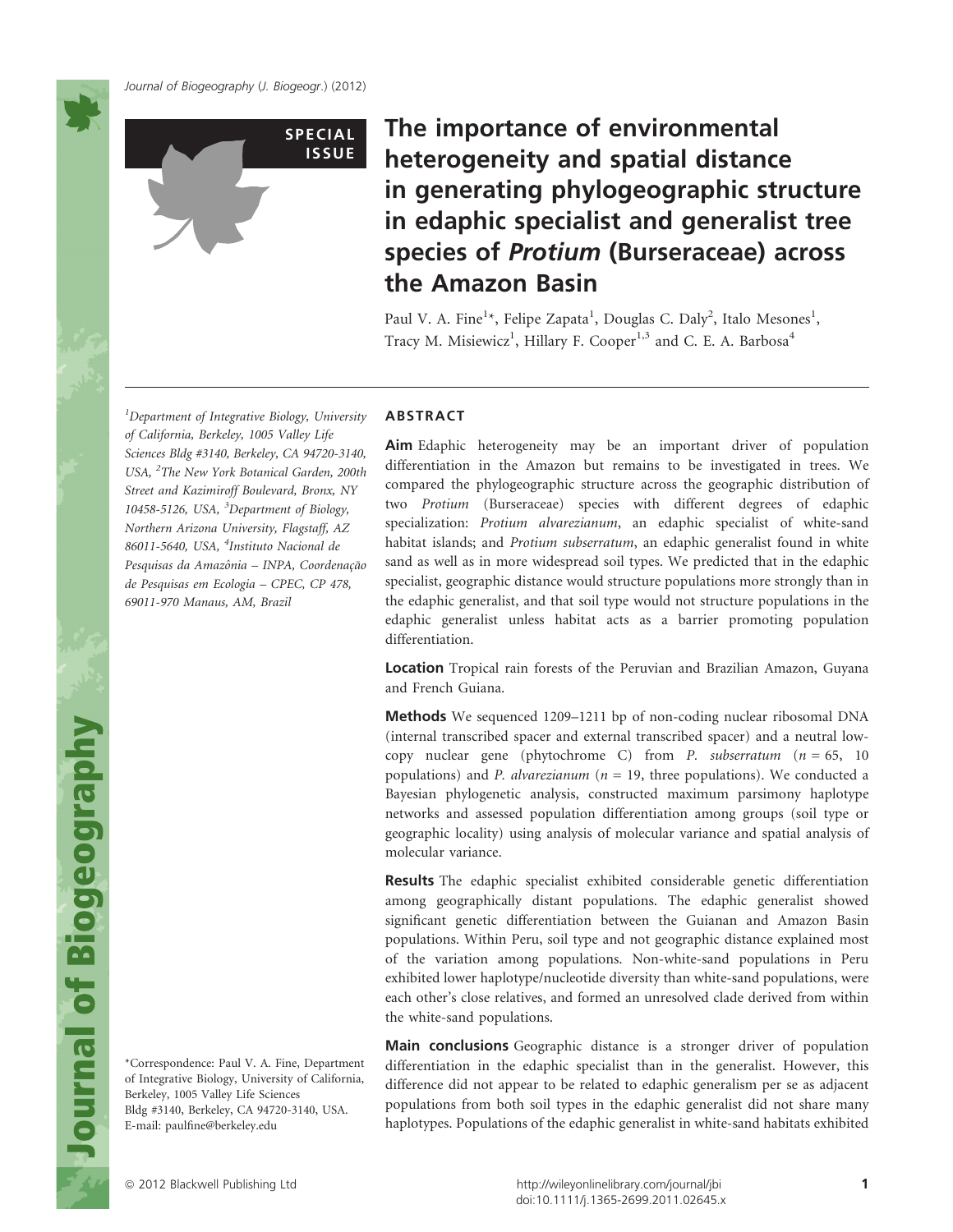SPECIAL ISSUE

# The importance of environmental heterogeneity and spatial distance in generating phylogeographic structure in edaphic specialist and generalist tree species of *Protium* (Burseraceae) across the Amazon Basin

Paul V. A. Fine[1]*, Felipe Zapata[1], Douglas C. Daly[2], Italo Mesones[1], Tracy M. Misiewicz[1], Hillary F. Cooper[1,3] and C. E. A. Barbosa[4]

[1]Department of Integrative Biology, University of California, Berkeley, 1005 Valley Life Sciences Bldg #3140, Berkeley, CA 94720-3140, USA, [2]The New York Botanical Garden, 200th Street and Kazimiroff Boulevard, Bronx, NY 10458-5126, USA, [3]Department of Biology, Northern Arizona University, Flagstaff, AZ 86011-5640, USA, [4]Instituto Nacional de Pesquisas da Amazônia – INPA, Coordenação de Pesquisas em Ecologia – CPEC, CP 478, 69011-970 Manaus, AM, Brazil

*Correspondence: Paul V. A. Fine, Department of Integrative Biology, University of California, Berkeley, 1005 Valley Life Sciences Bldg #3140, Berkeley, CA 94720-3140, USA. E-mail: paulfine@berkeley.edu

## ABSTRACT

**Aim** Edaphic heterogeneity may be an important driver of population differentiation in the Amazon but remains to be investigated in trees. We compared the phylogeographic structure across the geographic distribution of two *Protium* (Burseraceae) species with different degrees of edaphic specialization: *Protium alvarezianum*, an edaphic specialist of white-sand habitat islands; and *Protium subserratum*, an edaphic generalist found in white sand as well as in more widespread soil types. We predicted that in the edaphic specialist, geographic distance would structure populations more strongly than in the edaphic generalist, and that soil type would not structure populations in the edaphic generalist unless habitat acts as a barrier promoting population differentiation.

**Location** Tropical rain forests of the Peruvian and Brazilian Amazon, Guyana and French Guiana.

**Methods** We sequenced 1209–1211 bp of non-coding nuclear ribosomal DNA (internal transcribed spacer and external transcribed spacer) and a neutral low-copy nuclear gene (phytochrome C) from *P. subserratum* ($n = 65$, 10 populations) and *P. alvarezianum* ($n = 19$, three populations). We conducted a Bayesian phylogenetic analysis, constructed maximum parsimony haplotype networks and assessed population differentiation among groups (soil type or geographic locality) using analysis of molecular variance and spatial analysis of molecular variance.

**Results** The edaphic specialist exhibited considerable genetic differentiation among geographically distant populations. The edaphic generalist showed significant genetic differentiation between the Guianan and Amazon Basin populations. Within Peru, soil type and not geographic distance explained most of the variation among populations. Non-white-sand populations in Peru exhibited lower haplotype/nucleotide diversity than white-sand populations, were each other's close relatives, and formed an unresolved clade derived from within the white-sand populations.

**Main conclusions** Geographic distance is a stronger driver of population differentiation in the edaphic specialist than in the generalist. However, this difference did not appear to be related to edaphic generalism per se as adjacent populations from both soil types in the edaphic generalist did not share many haplotypes. Populations of the edaphic generalist in white-sand habitats exhibited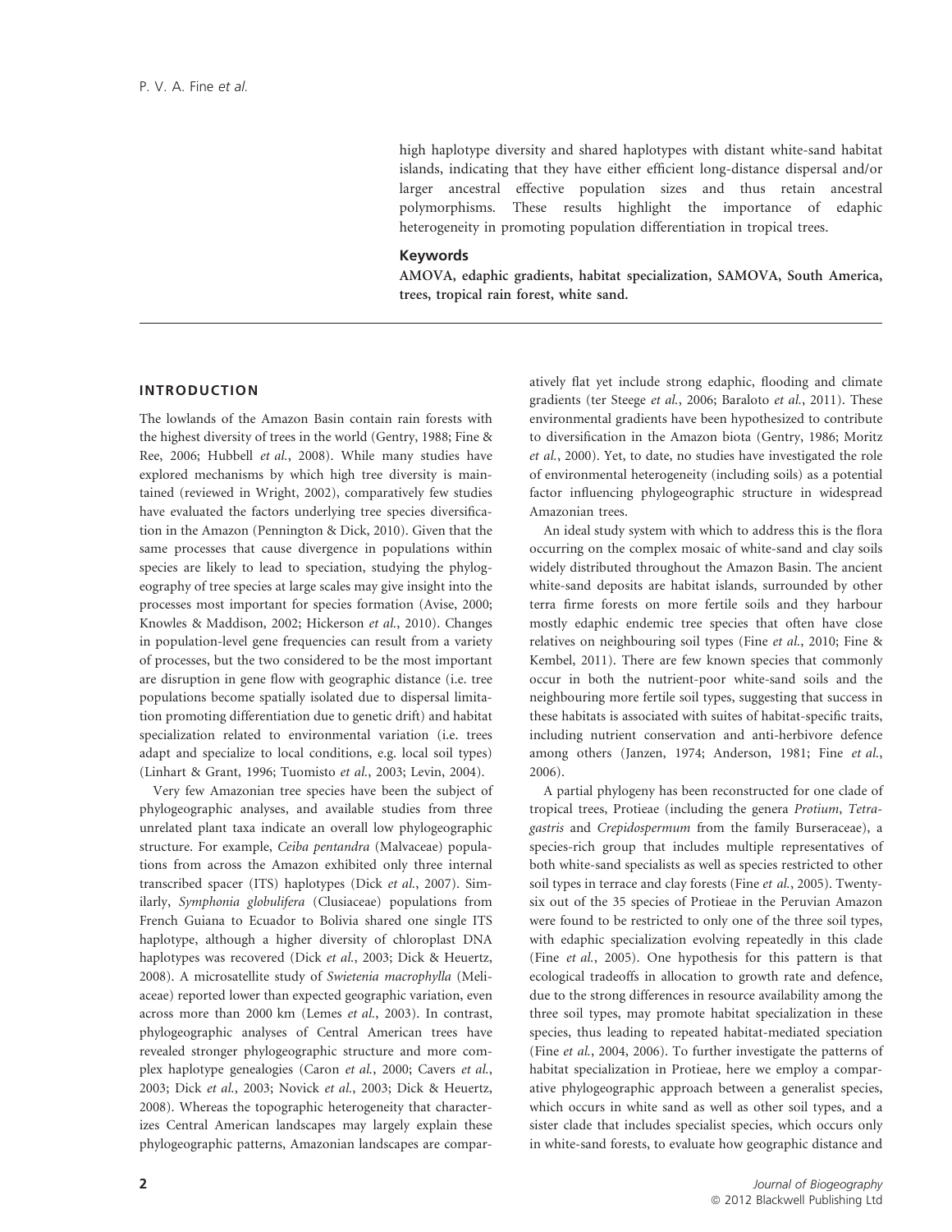high haplotype diversity and shared haplotypes with distant white-sand habitat islands, indicating that they have either efficient long-distance dispersal and/or larger ancestral effective population sizes and thus retain ancestral polymorphisms. These results highlight the importance of edaphic heterogeneity in promoting population differentiation in tropical trees.

### Keywords

**AMOVA, edaphic gradients, habitat specialization, SAMOVA, South America, trees, tropical rain forest, white sand.**

## INTRODUCTION

The lowlands of the Amazon Basin contain rain forests with the highest diversity of trees in the world (Gentry, 1988; Fine & Ree, 2006; Hubbell *et al.*, 2008). While many studies have explored mechanisms by which high tree diversity is maintained (reviewed in Wright, 2002), comparatively few studies have evaluated the factors underlying tree species diversification in the Amazon (Pennington & Dick, 2010). Given that the same processes that cause divergence in populations within species are likely to lead to speciation, studying the phylogeography of tree species at large scales may give insight into the processes most important for species formation (Avise, 2000; Knowles & Maddison, 2002; Hickerson *et al.*, 2010). Changes in population-level gene frequencies can result from a variety of processes, but the two considered to be the most important are disruption in gene flow with geographic distance (i.e. tree populations become spatially isolated due to dispersal limitation promoting differentiation due to genetic drift) and habitat specialization related to environmental variation (i.e. trees adapt and specialize to local conditions, e.g. local soil types) (Linhart & Grant, 1996; Tuomisto *et al.*, 2003; Levin, 2004).

Very few Amazonian tree species have been the subject of phylogeographic analyses, and available studies from three unrelated plant taxa indicate an overall low phylogeographic structure. For example, *Ceiba pentandra* (Malvaceae) populations from across the Amazon exhibited only three internal transcribed spacer (ITS) haplotypes (Dick *et al.*, 2007). Similarly, *Symphonia globulifera* (Clusiaceae) populations from French Guiana to Ecuador to Bolivia shared one single ITS haplotype, although a higher diversity of chloroplast DNA haplotypes was recovered (Dick *et al.*, 2003; Dick & Heuertz, 2008). A microsatellite study of *Swietenia macrophylla* (Meliaceae) reported lower than expected geographic variation, even across more than 2000 km (Lemes *et al.*, 2003). In contrast, phylogeographic analyses of Central American trees have revealed stronger phylogeographic structure and more complex haplotype genealogies (Caron *et al.*, 2000; Cavers *et al.*, 2003; Dick *et al.*, 2003; Novick *et al.*, 2003; Dick & Heuertz, 2008). Whereas the topographic heterogeneity that characterizes Central American landscapes may largely explain these phylogeographic patterns, Amazonian landscapes are comparatively flat yet include strong edaphic, flooding and climate gradients (ter Steege *et al.*, 2006; Baraloto *et al.*, 2011). These environmental gradients have been hypothesized to contribute to diversification in the Amazon biota (Gentry, 1986; Moritz *et al.*, 2000). Yet, to date, no studies have investigated the role of environmental heterogeneity (including soils) as a potential factor influencing phylogeographic structure in widespread Amazonian trees.

An ideal study system with which to address this is the flora occurring on the complex mosaic of white-sand and clay soils widely distributed throughout the Amazon Basin. The ancient white-sand deposits are habitat islands, surrounded by other terra firme forests on more fertile soils and they harbour mostly edaphic endemic tree species that often have close relatives on neighbouring soil types (Fine *et al.*, 2010; Fine & Kembel, 2011). There are few known species that commonly occur in both the nutrient-poor white-sand soils and the neighbouring more fertile soil types, suggesting that success in these habitats is associated with suites of habitat-specific traits, including nutrient conservation and anti-herbivore defence among others (Janzen, 1974; Anderson, 1981; Fine *et al.*, 2006).

A partial phylogeny has been reconstructed for one clade of tropical trees, Protieae (including the genera *Protium*, *Tetragastris* and *Crepidospermum* from the family Burseraceae), a species-rich group that includes multiple representatives of both white-sand specialists as well as species restricted to other soil types in terrace and clay forests (Fine *et al.*, 2005). Twenty-six out of the 35 species of Protieae in the Peruvian Amazon were found to be restricted to only one of the three soil types, with edaphic specialization evolving repeatedly in this clade (Fine *et al.*, 2005). One hypothesis for this pattern is that ecological tradeoffs in allocation to growth rate and defence, due to the strong differences in resource availability among the three soil types, may promote habitat specialization in these species, thus leading to repeated habitat-mediated speciation (Fine *et al.*, 2004, 2006). To further investigate the patterns of habitat specialization in Protieae, here we employ a comparative phylogeographic approach between a generalist species, which occurs in white sand as well as other soil types, and a sister clade that includes specialist species, which occurs only in white-sand forests, to evaluate how geographic distance and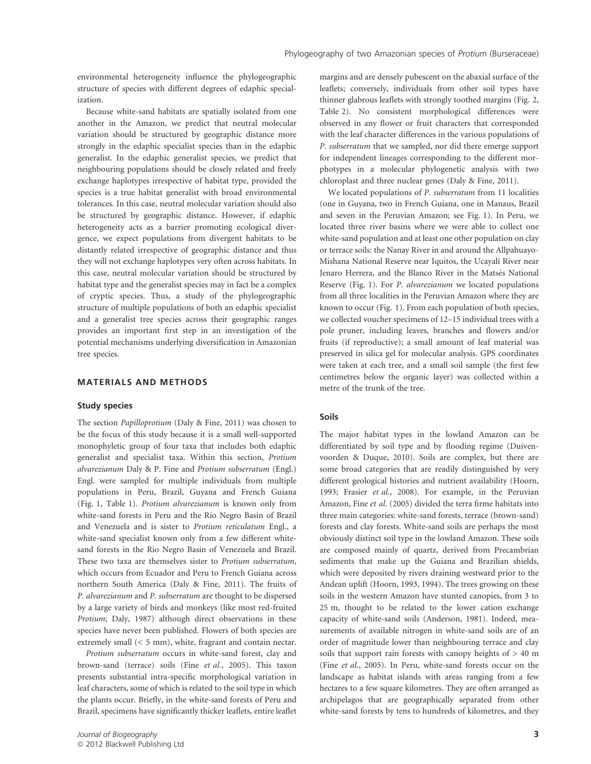environmental heterogeneity influence the phylogeographic structure of species with different degrees of edaphic specialization.

Because white-sand habitats are spatially isolated from one another in the Amazon, we predict that neutral molecular variation should be structured by geographic distance more strongly in the edaphic specialist species than in the edaphic generalist. In the edaphic generalist species, we predict that neighbouring populations should be closely related and freely exchange haplotypes irrespective of habitat type, provided the species is a true habitat generalist with broad environmental tolerances. In this case, neutral molecular variation should also be structured by geographic distance. However, if edaphic heterogeneity acts as a barrier promoting ecological divergence, we expect populations from divergent habitats to be distantly related irrespective of geographic distance and thus they will not exchange haplotypes very often across habitats. In this case, neutral molecular variation should be structured by habitat type and the generalist species may in fact be a complex of cryptic species. Thus, a study of the phylogeographic structure of multiple populations of both an edaphic specialist and a generalist tree species across their geographic ranges provides an important first step in an investigation of the potential mechanisms underlying diversification in Amazonian tree species.

## MATERIALS AND METHODS

### Study species

The section *Papilloprotium* (Daly & Fine, 2011) was chosen to be the focus of this study because it is a small well-supported monophyletic group of four taxa that includes both edaphic generalist and specialist taxa. Within this section, *Protium alvarezianum* Daly & P. Fine and *Protium subserratum* (Engl.) Engl. were sampled for multiple individuals from multiple populations in Peru, Brazil, Guyana and French Guiana (Fig. 1, Table 1). *Protium alvarezianum* is known only from white-sand forests in Peru and the Rio Negro Basin of Brazil and Venezuela and is sister to *Protium reticulatum* Engl., a white-sand specialist known only from a few different white-sand forests in the Rio Negro Basin of Venezuela and Brazil. These two taxa are themselves sister to *Protium subserratum*, which occurs from Ecuador and Peru to French Guiana across northern South America (Daly & Fine, 2011). The fruits of *P. alvarezianum* and *P. subserratum* are thought to be dispersed by a large variety of birds and monkeys (like most red-fruited *Protium*; Daly, 1987) although direct observations in these species have never been published. Flowers of both species are extremely small (< 5 mm), white, fragrant and contain nectar.

*Protium subserratum* occurs in white-sand forest, clay and brown-sand (terrace) soils (Fine *et al.*, 2005). This taxon presents substantial intra-specific morphological variation in leaf characters, some of which is related to the soil type in which the plants occur. Briefly, in the white-sand forests of Peru and Brazil, specimens have significantly thicker leaflets, entire leaflet margins and are densely pubescent on the abaxial surface of the leaflets; conversely, individuals from other soil types have thinner glabrous leaflets with strongly toothed margins (Fig. 2, Table 2). No consistent morphological differences were observed in any flower or fruit characters that corresponded with the leaf character differences in the various populations of *P. subserratum* that we sampled, nor did there emerge support for independent lineages corresponding to the different morphotypes in a molecular phylogenetic analysis with two chloroplast and three nuclear genes (Daly & Fine, 2011).

We located populations of *P. subserratum* from 11 localities (one in Guyana, two in French Guiana, one in Manaus, Brazil and seven in the Peruvian Amazon; see Fig. 1). In Peru, we located three river basins where we were able to collect one white-sand population and at least one other population on clay or terrace soils: the Nanay River in and around the Allpahuayo-Mishana National Reserve near Iquitos, the Ucayali River near Jenaro Herrera, and the Blanco River in the Matsés National Reserve (Fig. 1). For *P. alvarezianum* we located populations from all three localities in the Peruvian Amazon where they are known to occur (Fig. 1). From each population of both species, we collected voucher specimens of 12–15 individual trees with a pole pruner, including leaves, branches and flowers and/or fruits (if reproductive); a small amount of leaf material was preserved in silica gel for molecular analysis. GPS coordinates were taken at each tree, and a small soil sample (the first few centimetres below the organic layer) was collected within a metre of the trunk of the tree.

### Soils

The major habitat types in the lowland Amazon can be differentiated by soil type and by flooding regime (Duivenvoorden & Duque, 2010). Soils are complex, but there are some broad categories that are readily distinguished by very different geological histories and nutrient availability (Hoorn, 1993; Frasier *et al.*, 2008). For example, in the Peruvian Amazon, Fine *et al.* (2005) divided the terra firme habitats into three main categories: white-sand forests, terrace (brown-sand) forests and clay forests. White-sand soils are perhaps the most obviously distinct soil type in the lowland Amazon. These soils are composed mainly of quartz, derived from Precambrian sediments that make up the Guiana and Brazilian shields, which were deposited by rivers draining westward prior to the Andean uplift (Hoorn, 1993, 1994). The trees growing on these soils in the western Amazon have stunted canopies, from 3 to 25 m, thought to be related to the lower cation exchange capacity of white-sand soils (Anderson, 1981). Indeed, measurements of available nitrogen in white-sand soils are of an order of magnitude lower than neighbouring terrace and clay soils that support rain forests with canopy heights of > 40 m (Fine *et al.*, 2005). In Peru, white-sand forests occur on the landscape as habitat islands with areas ranging from a few hectares to a few square kilometres. They are often arranged as archipelagos that are geographically separated from other white-sand forests by tens to hundreds of kilometres, and they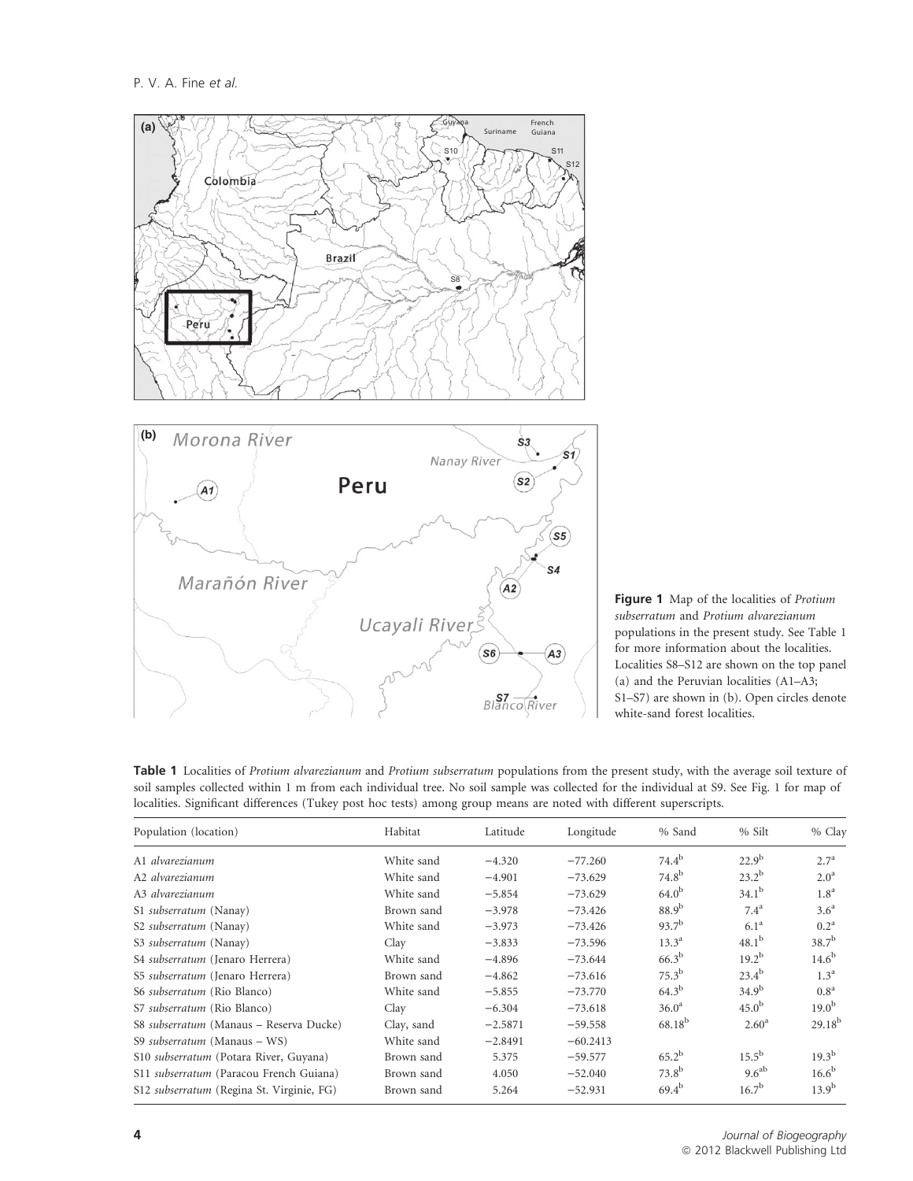**Figure 1** Map of the localities of *Protium subserratum* and *Protium alvarezianum* populations in the present study. See Table 1 for more information about the localities. Localities S8–S12 are shown on the top panel (a) and the Peruvian localities (A1–A3; S1–S7) are shown in (b). Open circles denote white-sand forest localities.

**Table 1** Localities of *Protium alvarezianum* and *Protium subserratum* populations from the present study, with the average soil texture of soil samples collected within 1 m from each individual tree. No soil sample was collected for the individual at S9. See Fig. 1 for map of localities. Significant differences (Tukey post hoc tests) among group means are noted with different superscripts.

| Population (location) | Habitat | Latitude | Longitude | % Sand | % Silt | % Clay |
|---|---|---|---|---|---|---|
| A1 *alvarezianum* | White sand | −4.320 | −77.260 | $74.4^{b}$ | $22.9^{b}$ | $2.7^{a}$ |
| A2 *alvarezianum* | White sand | −4.901 | −73.629 | $74.8^{b}$ | $23.2^{b}$ | $2.0^{a}$ |
| A3 *alvarezianum* | White sand | −5.854 | −73.629 | $64.0^{b}$ | $34.1^{b}$ | $1.8^{a}$ |
| S1 *subserratum* (Nanay) | Brown sand | −3.978 | −73.426 | $88.9^{b}$ | $7.4^{a}$ | $3.6^{a}$ |
| S2 *subserratum* (Nanay) | White sand | −3.973 | −73.426 | $93.7^{b}$ | $6.1^{a}$ | $0.2^{a}$ |
| S3 *subserratum* (Nanay) | Clay | −3.833 | −73.596 | $13.3^{a}$ | $48.1^{b}$ | $38.7^{b}$ |
| S4 *subserratum* (Jenaro Herrera) | White sand | −4.896 | −73.644 | $66.3^{b}$ | $19.2^{b}$ | $14.6^{b}$ |
| S5 *subserratum* (Jenaro Herrera) | Brown sand | −4.862 | −73.616 | $75.3^{b}$ | $23.4^{b}$ | $1.3^{a}$ |
| S6 *subserratum* (Rio Blanco) | White sand | −5.855 | −73.770 | $64.3^{b}$ | $34.9^{b}$ | $0.8^{a}$ |
| S7 *subserratum* (Rio Blanco) | Clay | −6.304 | −73.618 | $36.0^{a}$ | $45.0^{b}$ | $19.0^{b}$ |
| S8 *subserratum* (Manaus – Reserva Ducke) | Clay, sand | −2.5871 | −59.558 | $68.18^{b}$ | $2.60^{a}$ | $29.18^{b}$ |
| S9 *subserratum* (Manaus – WS) | White sand | −2.8491 | −60.2413 | | | |
| S10 *subserratum* (Potara River, Guyana) | Brown sand | 5.375 | −59.577 | $65.2^{b}$ | $15.5^{b}$ | $19.3^{b}$ |
| S11 *subserratum* (Paracou French Guiana) | Brown sand | 4.050 | −52.040 | $73.8^{b}$ | $9.6^{ab}$ | $16.6^{b}$ |
| S12 *subserratum* (Regina St. Virginie, FG) | Brown sand | 5.264 | −52.931 | $69.4^{b}$ | $16.7^{b}$ | $13.9^{b}$ |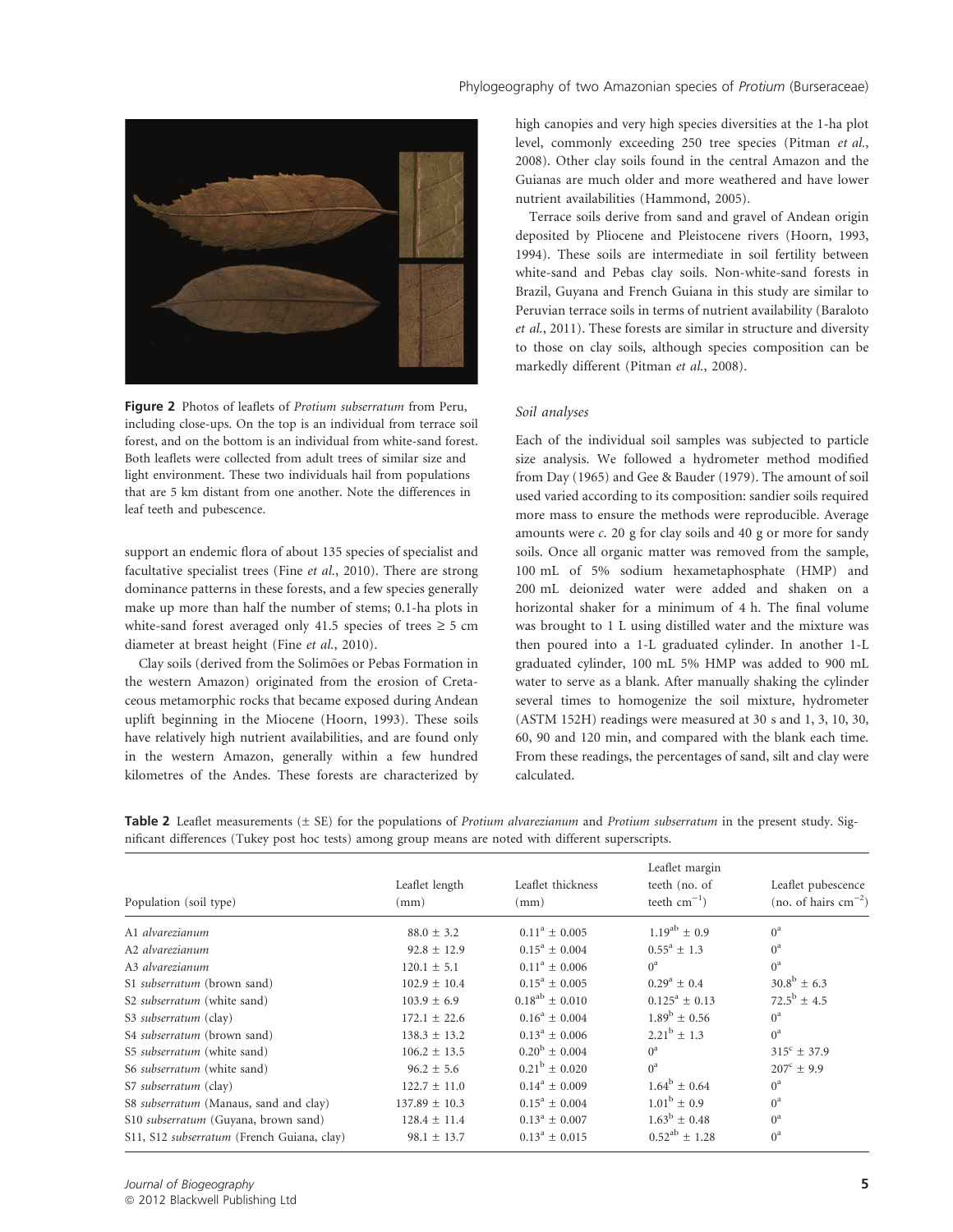**Figure 2** Photos of leaflets of *Protium subserratum* from Peru, including close-ups. On the top is an individual from terrace soil forest, and on the bottom is an individual from white-sand forest. Both leaflets were collected from adult trees of similar size and light environment. These two individuals hail from populations that are 5 km distant from one another. Note the differences in leaf teeth and pubescence.

support an endemic flora of about 135 species of specialist and facultative specialist trees (Fine *et al.*, 2010). There are strong dominance patterns in these forests, and a few species generally make up more than half the number of stems; 0.1-ha plots in white-sand forest averaged only 41.5 species of trees ≥ 5 cm diameter at breast height (Fine *et al.*, 2010).

Clay soils (derived from the Solimões or Pebas Formation in the western Amazon) originated from the erosion of Cretaceous metamorphic rocks that became exposed during Andean uplift beginning in the Miocene (Hoorn, 1993). These soils have relatively high nutrient availabilities, and are found only in the western Amazon, generally within a few hundred kilometres of the Andes. These forests are characterized by high canopies and very high species diversities at the 1-ha plot level, commonly exceeding 250 tree species (Pitman *et al.*, 2008). Other clay soils found in the central Amazon and the Guianas are much older and more weathered and have lower nutrient availabilities (Hammond, 2005).

Terrace soils derive from sand and gravel of Andean origin deposited by Pliocene and Pleistocene rivers (Hoorn, 1993, 1994). These soils are intermediate in soil fertility between white-sand and Pebas clay soils. Non-white-sand forests in Brazil, Guyana and French Guiana in this study are similar to Peruvian terrace soils in terms of nutrient availability (Baraloto *et al.*, 2011). These forests are similar in structure and diversity to those on clay soils, although species composition can be markedly different (Pitman *et al.*, 2008).

### *Soil analyses*

Each of the individual soil samples was subjected to particle size analysis. We followed a hydrometer method modified from Day (1965) and Gee & Bauder (1979). The amount of soil used varied according to its composition: sandier soils required more mass to ensure the methods were reproducible. Average amounts were *c.* 20 g for clay soils and 40 g or more for sandy soils. Once all organic matter was removed from the sample, 100 mL of 5% sodium hexametaphosphate (HMP) and 200 mL deionized water were added and shaken on a horizontal shaker for a minimum of 4 h. The final volume was brought to 1 L using distilled water and the mixture was then poured into a 1-L graduated cylinder. In another 1-L graduated cylinder, 100 mL 5% HMP was added to 900 mL water to serve as a blank. After manually shaking the cylinder several times to homogenize the soil mixture, hydrometer (ASTM 152H) readings were measured at 30 s and 1, 3, 10, 30, 60, 90 and 120 min, and compared with the blank each time. From these readings, the percentages of sand, silt and clay were calculated.

**Table 2** Leaflet measurements (± SE) for the populations of *Protium alvarezianum* and *Protium subserratum* in the present study. Significant differences (Tukey post hoc tests) among group means are noted with different superscripts.

| Population (soil type) | Leaflet length (mm) | Leaflet thickness (mm) | Leaflet margin teeth (no. of teeth $cm^{-1}$) | Leaflet pubescence (no. of hairs $cm^{-2}$) |
|---|---|---|---|---|
| A1 *alvarezianum* | 88.0 ± 3.2 | $0.11^{a}$ ± 0.005 | $1.19^{ab}$ ± 0.9 | $0^{a}$ |
| A2 *alvarezianum* | 92.8 ± 12.9 | $0.15^{a}$ ± 0.004 | $0.55^{a}$ ± 1.3 | $0^{a}$ |
| A3 *alvarezianum* | 120.1 ± 5.1 | $0.11^{a}$ ± 0.006 | $0^{a}$ | $0^{a}$ |
| S1 *subserratum* (brown sand) | 102.9 ± 10.4 | $0.15^{a}$ ± 0.005 | $0.29^{a}$ ± 0.4 | $30.8^{b}$ ± 6.3 |
| S2 *subserratum* (white sand) | 103.9 ± 6.9 | $0.18^{ab}$ ± 0.010 | $0.125^{a}$ ± 0.13 | $72.5^{b}$ ± 4.5 |
| S3 *subserratum* (clay) | 172.1 ± 22.6 | $0.16^{a}$ ± 0.004 | $1.89^{b}$ ± 0.56 | $0^{a}$ |
| S4 *subserratum* (brown sand) | 138.3 ± 13.2 | $0.13^{a}$ ± 0.006 | $2.21^{b}$ ± 1.3 | $0^{a}$ |
| S5 *subserratum* (white sand) | 106.2 ± 13.5 | $0.20^{b}$ ± 0.004 | $0^{a}$ | $315^{c}$ ± 37.9 |
| S6 *subserratum* (white sand) | 96.2 ± 5.6 | $0.21^{b}$ ± 0.020 | $0^{a}$ | $207^{c}$ ± 9.9 |
| S7 *subserratum* (clay) | 122.7 ± 11.0 | $0.14^{a}$ ± 0.009 | $1.64^{b}$ ± 0.64 | $0^{a}$ |
| S8 *subserratum* (Manaus, sand and clay) | 137.89 ± 10.3 | $0.15^{a}$ ± 0.004 | $1.01^{b}$ ± 0.9 | $0^{a}$ |
| S10 *subserratum* (Guyana, brown sand) | 128.4 ± 11.4 | $0.13^{a}$ ± 0.007 | $1.63^{b}$ ± 0.48 | $0^{a}$ |
| S11, S12 *subserratum* (French Guiana, clay) | 98.1 ± 13.7 | $0.13^{a}$ ± 0.015 | $0.52^{ab}$ ± 1.28 | $0^{a}$ |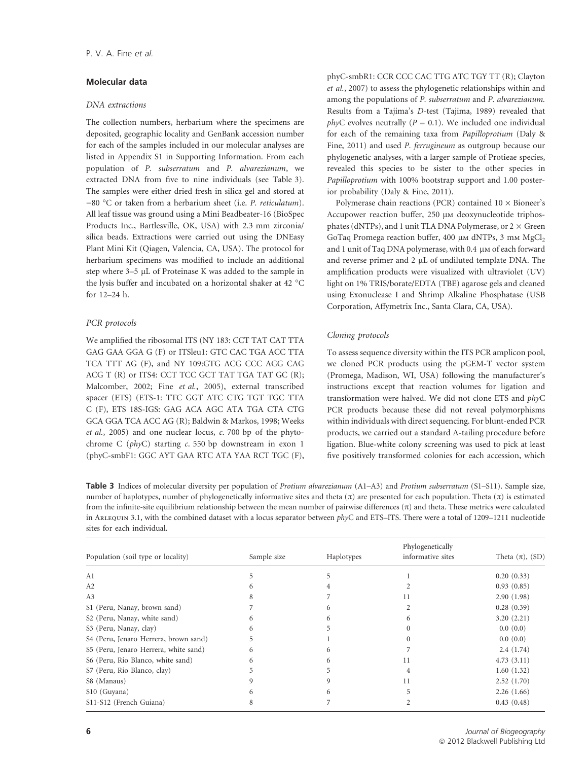### Molecular data

#### DNA extractions

The collection numbers, herbarium where the specimens are deposited, geographic locality and GenBank accession number for each of the samples included in our molecular analyses are listed in Appendix S1 in Supporting Information. From each population of *P. subserratum* and *P. alvarezianum*, we extracted DNA from five to nine individuals (see Table 3). The samples were either dried fresh in silica gel and stored at −80 °C or taken from a herbarium sheet (i.e. *P. reticulatum*). All leaf tissue was ground using a Mini Beadbeater-16 (BioSpec Products Inc., Bartlesville, OK, USA) with 2.3 mm zirconia/silica beads. Extractions were carried out using the DNEasy Plant Mini Kit (Qiagen, Valencia, CA, USA). The protocol for herbarium specimens was modified to include an additional step where 3–5 μL of Proteinase K was added to the sample in the lysis buffer and incubated on a horizontal shaker at 42 °C for 12–24 h.

#### PCR protocols

We amplified the ribosomal ITS (NY 183: CCT TAT CAT TTA GAG GAA GGA G (F) or ITSleu1: GTC CAC TGA ACC TTA TCA TTT AG (F), and NY 109:GTG ACG CCC AGG CAG ACG T (R) or ITS4: CCT TCC GCT TAT TGA TAT GC (R); Malcomber, 2002; Fine *et al.*, 2005), external transcribed spacer (ETS) (ETS-1: TTC GGT ATC CTG TGT TGC TTA C (F), ETS 18S-IGS: GAG ACA AGC ATA TGA CTA CTG GCA GGA TCA ACC AG (R); Baldwin & Markos, 1998; Weeks *et al.*, 2005) and one nuclear locus, *c.* 700 bp of the phytochrome C (*phy*C) starting *c.* 550 bp downstream in exon 1 (phyC-smbF1: GGC AYT GAA RTC ATA YAA RCT TGC (F), phyC-smbR1: CCR CCC CAC TTG ATC TGY TT (R); Clayton *et al.*, 2007) to assess the phylogenetic relationships within and among the populations of *P. subserratum* and *P. alvarezianum.* Results from a Tajima's *D*-test (Tajima, 1989) revealed that *phy*C evolves neutrally ($P = 0.1$). We included one individual for each of the remaining taxa from *Papilloprotium* (Daly & Fine, 2011) and used *P. ferrugineum* as outgroup because our phylogenetic analyses, with a larger sample of Protieae species, revealed this species to be sister to the other species in *Papilloprotium* with 100% bootstrap support and 1.00 posterior probability (Daly & Fine, 2011).

Polymerase chain reactions (PCR) contained 10 × Bioneer's Accupower reaction buffer, 250 μM deoxynucleotide triphosphates (dNTPs), and 1 unit TLA DNA Polymerase, or 2 × Green GoTaq Promega reaction buffer, 400 μM dNTPs, 3 mM $MgCl_2$ and 1 unit of Taq DNA polymerase, with 0.4 μM of each forward and reverse primer and 2 μL of undiluted template DNA. The amplification products were visualized with ultraviolet (UV) light on 1% TRIS/borate/EDTA (TBE) agarose gels and cleaned using Exonuclease I and Shrimp Alkaline Phosphatase (USB Corporation, Affymetrix Inc., Santa Clara, CA, USA).

#### Cloning protocols

To assess sequence diversity within the ITS PCR amplicon pool, we cloned PCR products using the pGEM-T vector system (Promega, Madison, WI, USA) following the manufacturer's instructions except that reaction volumes for ligation and transformation were halved. We did not clone ETS and *phy*C PCR products because these did not reveal polymorphisms within individuals with direct sequencing. For blunt-ended PCR products, we carried out a standard A-tailing procedure before ligation. Blue-white colony screening was used to pick at least five positively transformed colonies for each accession, which

**Table 3** Indices of molecular diversity per population of *Protium alvarezianum* (A1–A3) and *Protium subserratum* (S1–S11). Sample size, number of haplotypes, number of phylogenetically informative sites and theta (π) are presented for each population. Theta (π) is estimated from the infinite-site equilibrium relationship between the mean number of pairwise differences (π) and theta. These metrics were calculated in Arlequin 3.1, with the combined dataset with a locus separator between *phy*C and ETS–ITS. There were a total of 1209–1211 nucleotide sites for each individual.

| Population (soil type or locality) | Sample size | Haplotypes | Phylogenetically informative sites | Theta (π), (SD) |
|---|---|---|---|---|
| A1 | 5 | 5 | 1 | 0.20 (0.33) |
| A2 | 6 | 4 | 2 | 0.93 (0.85) |
| A3 | 8 | 7 | 11 | 2.90 (1.98) |
| S1 (Peru, Nanay, brown sand) | 7 | 6 | 2 | 0.28 (0.39) |
| S2 (Peru, Nanay, white sand) | 6 | 6 | 6 | 3.20 (2.21) |
| S3 (Peru, Nanay, clay) | 6 | 5 | 0 | 0.0 (0.0) |
| S4 (Peru, Jenaro Herrera, brown sand) | 5 | 1 | 0 | 0.0 (0.0) |
| S5 (Peru, Jenaro Herrera, white sand) | 6 | 6 | 7 | 2.4 (1.74) |
| S6 (Peru, Rio Blanco, white sand) | 6 | 6 | 11 | 4.73 (3.11) |
| S7 (Peru, Rio Blanco, clay) | 5 | 5 | 4 | 1.60 (1.32) |
| S8 (Manaus) | 9 | 9 | 11 | 2.52 (1.70) |
| S10 (Guyana) | 6 | 6 | 5 | 2.26 (1.66) |
| S11-S12 (French Guiana) | 8 | 7 | 2 | 0.43 (0.48) |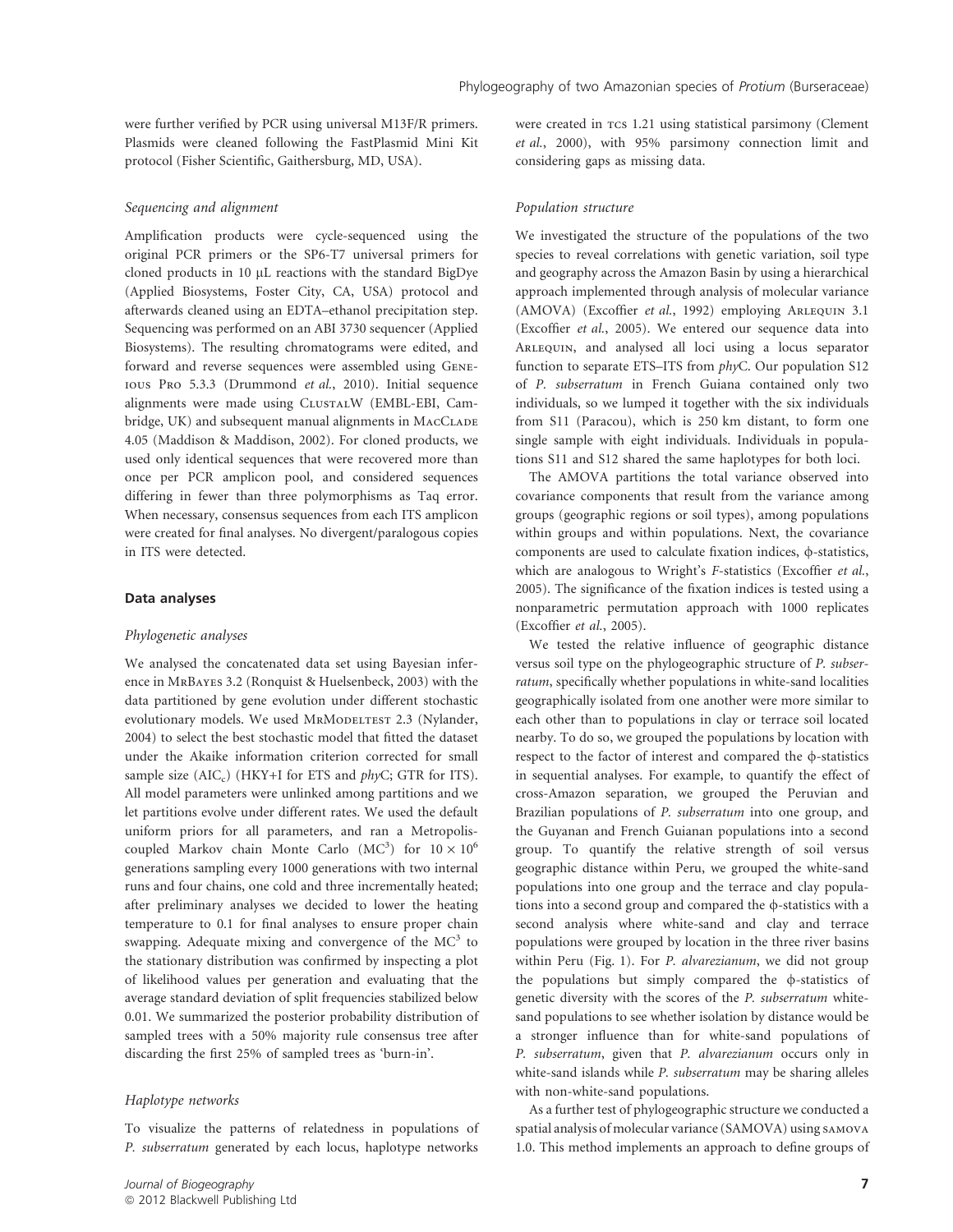were further verified by PCR using universal M13F/R primers. Plasmids were cleaned following the FastPlasmid Mini Kit protocol (Fisher Scientific, Gaithersburg, MD, USA).

### *Sequencing and alignment*

Amplification products were cycle-sequenced using the original PCR primers or the SP6-T7 universal primers for cloned products in 10 μL reactions with the standard BigDye (Applied Biosystems, Foster City, CA, USA) protocol and afterwards cleaned using an EDTA–ethanol precipitation step. Sequencing was performed on an ABI 3730 sequencer (Applied Biosystems). The resulting chromatograms were edited, and forward and reverse sequences were assembled using Geneious Pro 5.3.3 (Drummond *et al.*, 2010). Initial sequence alignments were made using ClustalW (EMBL-EBI, Cambridge, UK) and subsequent manual alignments in MacClade 4.05 (Maddison & Maddison, 2002). For cloned products, we used only identical sequences that were recovered more than once per PCR amplicon pool, and considered sequences differing in fewer than three polymorphisms as Taq error. When necessary, consensus sequences from each ITS amplicon were created for final analyses. No divergent/paralogous copies in ITS were detected.

## Data analyses

### *Phylogenetic analyses*

We analysed the concatenated data set using Bayesian inference in MrBayes 3.2 (Ronquist & Huelsenbeck, 2003) with the data partitioned by gene evolution under different stochastic evolutionary models. We used MrModeltest 2.3 (Nylander, 2004) to select the best stochastic model that fitted the dataset under the Akaike information criterion corrected for small sample size ($AIC_c$) (HKY+I for ETS and *phy*C; GTR for ITS). All model parameters were unlinked among partitions and we let partitions evolve under different rates. We used the default uniform priors for all parameters, and ran a Metropolis-coupled Markov chain Monte Carlo ($MC^3$) for $10 \times 10^6$ generations sampling every 1000 generations with two internal runs and four chains, one cold and three incrementally heated; after preliminary analyses we decided to lower the heating temperature to 0.1 for final analyses to ensure proper chain swapping. Adequate mixing and convergence of the $MC^3$ to the stationary distribution was confirmed by inspecting a plot of likelihood values per generation and evaluating that the average standard deviation of split frequencies stabilized below 0.01. We summarized the posterior probability distribution of sampled trees with a 50% majority rule consensus tree after discarding the first 25% of sampled trees as 'burn-in'.

### *Haplotype networks*

To visualize the patterns of relatedness in populations of *P. subserratum* generated by each locus, haplotype networks were created in tcs 1.21 using statistical parsimony (Clement *et al.*, 2000), with 95% parsimony connection limit and considering gaps as missing data.

### *Population structure*

We investigated the structure of the populations of the two species to reveal correlations with genetic variation, soil type and geography across the Amazon Basin by using a hierarchical approach implemented through analysis of molecular variance (AMOVA) (Excoffier *et al.*, 1992) employing Arlequin 3.1 (Excoffier *et al.*, 2005). We entered our sequence data into Arlequin, and analysed all loci using a locus separator function to separate ETS–ITS from *phy*C. Our population S12 of *P. subserratum* in French Guiana contained only two individuals, so we lumped it together with the six individuals from S11 (Paracou), which is 250 km distant, to form one single sample with eight individuals. Individuals in populations S11 and S12 shared the same haplotypes for both loci.

The AMOVA partitions the total variance observed into covariance components that result from the variance among groups (geographic regions or soil types), among populations within groups and within populations. Next, the covariance components are used to calculate fixation indices, ϕ-statistics, which are analogous to Wright's *F*-statistics (Excoffier *et al.*, 2005). The significance of the fixation indices is tested using a nonparametric permutation approach with 1000 replicates (Excoffier *et al.*, 2005).

We tested the relative influence of geographic distance versus soil type on the phylogeographic structure of *P. subserratum*, specifically whether populations in white-sand localities geographically isolated from one another were more similar to each other than to populations in clay or terrace soil located nearby. To do so, we grouped the populations by location with respect to the factor of interest and compared the ϕ-statistics in sequential analyses. For example, to quantify the effect of cross-Amazon separation, we grouped the Peruvian and Brazilian populations of *P. subserratum* into one group, and the Guyanan and French Guianan populations into a second group. To quantify the relative strength of soil versus geographic distance within Peru, we grouped the white-sand populations into one group and the terrace and clay populations into a second group and compared the ϕ-statistics with a second analysis where white-sand and clay and terrace populations were grouped by location in the three river basins within Peru (Fig. 1). For *P. alvarezianum*, we did not group the populations but simply compared the ϕ-statistics of genetic diversity with the scores of the *P. subserratum* white-sand populations to see whether isolation by distance would be a stronger influence than for white-sand populations of *P. subserratum*, given that *P. alvarezianum* occurs only in white-sand islands while *P. subserratum* may be sharing alleles with non-white-sand populations.

As a further test of phylogeographic structure we conducted a spatial analysis of molecular variance (SAMOVA) using samova 1.0. This method implements an approach to define groups of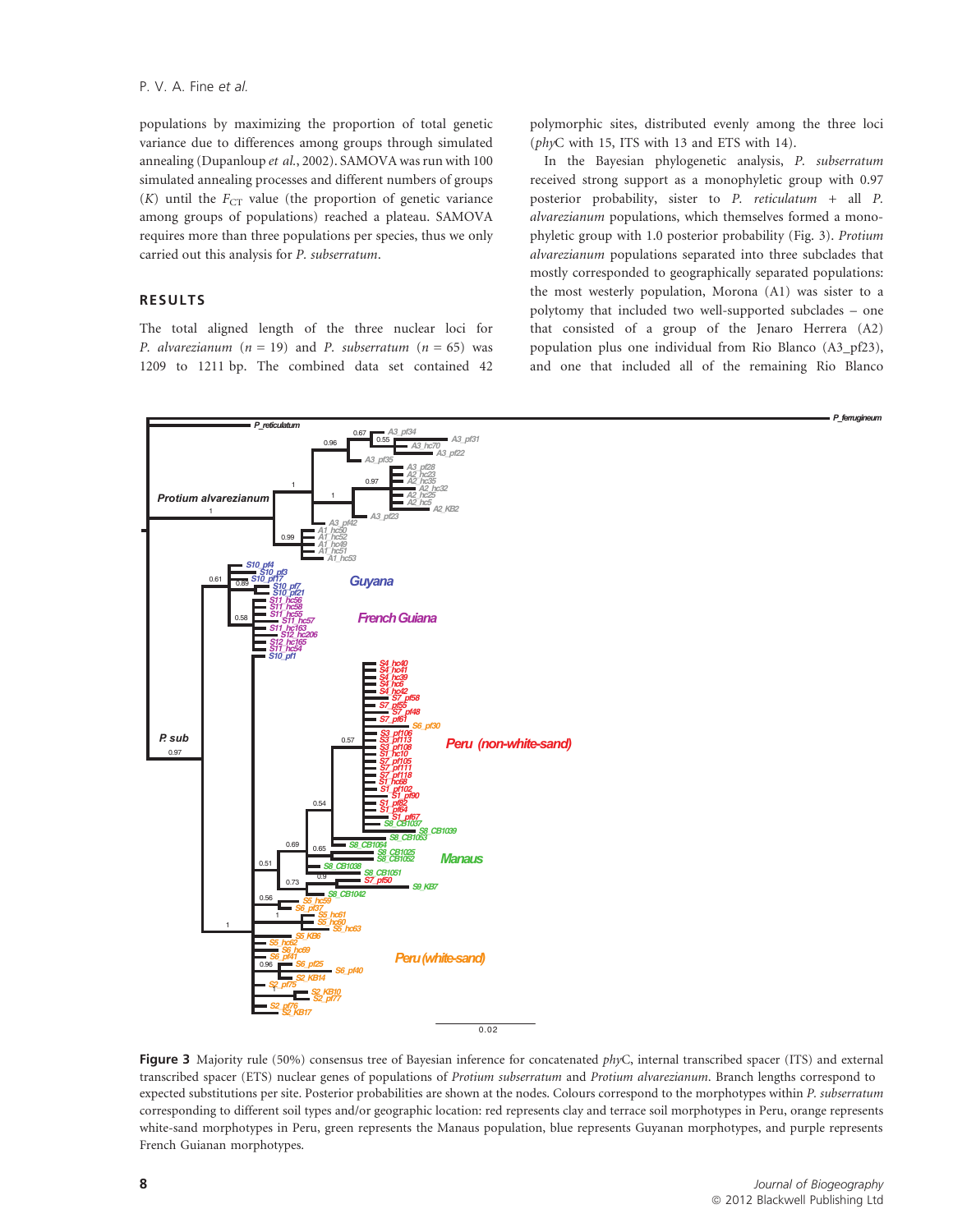populations by maximizing the proportion of total genetic variance due to differences among groups through simulated annealing (Dupanloup *et al.*, 2002). SAMOVA was run with 100 simulated annealing processes and different numbers of groups ($K$) until the $F_{CT}$ value (the proportion of genetic variance among groups of populations) reached a plateau. SAMOVA requires more than three populations per species, thus we only carried out this analysis for *P. subserratum*.

## RESULTS

The total aligned length of the three nuclear loci for *P. alvarezianum* ($n$ = 19) and *P. subserratum* ($n$ = 65) was 1209 to 1211 bp. The combined data set contained 42 polymorphic sites, distributed evenly among the three loci (*phy*C with 15, ITS with 13 and ETS with 14).

In the Bayesian phylogenetic analysis, *P. subserratum* received strong support as a monophyletic group with 0.97 posterior probability, sister to *P. reticulatum* + all *P. alvarezianum* populations, which themselves formed a monophyletic group with 1.0 posterior probability (Fig. 3). *Protium alvarezianum* populations separated into three subclades that mostly corresponded to geographically separated populations: the most westerly population, Morona (A1) was sister to a polytomy that included two well-supported subclades – one that consisted of a group of the Jenaro Herrera (A2) population plus one individual from Rio Blanco (A3_pf23), and one that included all of the remaining Rio Blanco

**Figure 3** Majority rule (50%) consensus tree of Bayesian inference for concatenated *phy*C, internal transcribed spacer (ITS) and external transcribed spacer (ETS) nuclear genes of populations of *Protium subserratum* and *Protium alvarezianum*. Branch lengths correspond to expected substitutions per site. Posterior probabilities are shown at the nodes. Colours correspond to the morphotypes within *P. subserratum* corresponding to different soil types and/or geographic location: red represents clay and terrace soil morphotypes in Peru, orange represents white-sand morphotypes in Peru, green represents the Manaus population, blue represents Guyanan morphotypes, and purple represents French Guianan morphotypes.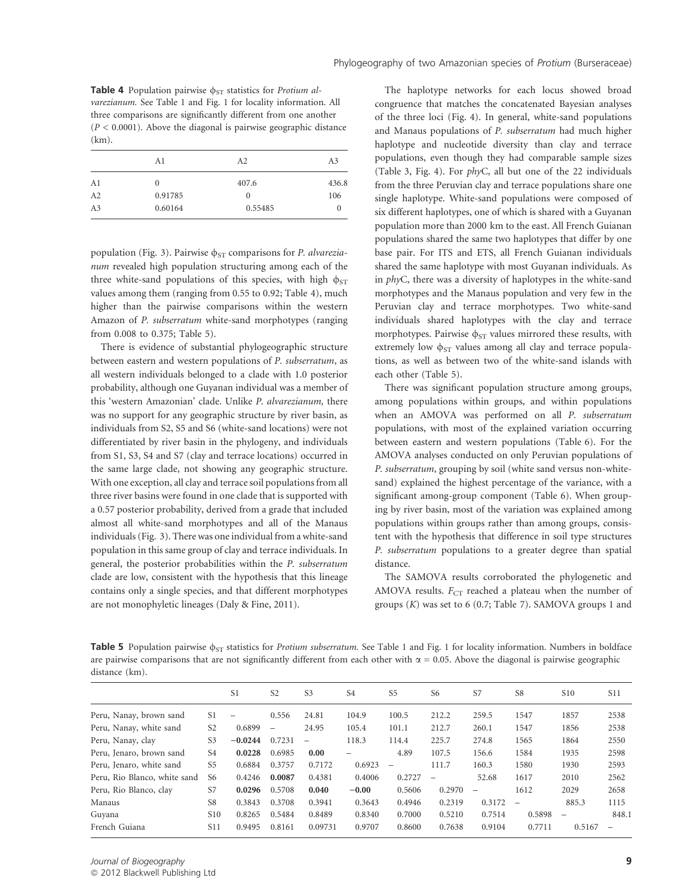**Table 4** Population pairwise $\phi_{ST}$ statistics for *Protium alvarezianum*. See Table 1 and Fig. 1 for locality information. All three comparisons are significantly different from one another ($P < 0.0001$). Above the diagonal is pairwise geographic distance (km).

| | A1 | A2 | A3 |
|---|---|---|---|
| A1 | 0 | 407.6 | 436.8 |
| A2 | 0.91785 | 0 | 106 |
| A3 | 0.60164 | 0.55485 | 0 |

population (Fig. 3). Pairwise $\phi_{ST}$ comparisons for *P. alvarezianum* revealed high population structuring among each of the three white-sand populations of this species, with high $\phi_{ST}$ values among them (ranging from 0.55 to 0.92; Table 4), much higher than the pairwise comparisons within the western Amazon of *P. subserratum* white-sand morphotypes (ranging from 0.008 to 0.375; Table 5).

There is evidence of substantial phylogeographic structure between eastern and western populations of *P. subserratum*, as all western individuals belonged to a clade with 1.0 posterior probability, although one Guyanan individual was a member of this 'western Amazonian' clade. Unlike *P. alvarezianum,* there was no support for any geographic structure by river basin, as individuals from S2, S5 and S6 (white-sand locations) were not differentiated by river basin in the phylogeny, and individuals from S1, S3, S4 and S7 (clay and terrace locations) occurred in the same large clade, not showing any geographic structure. With one exception, all clay and terrace soil populations from all three river basins were found in one clade that is supported with a 0.57 posterior probability, derived from a grade that included almost all white-sand morphotypes and all of the Manaus individuals (Fig. 3). There was one individual from a white-sand population in this same group of clay and terrace individuals. In general, the posterior probabilities within the *P. subserratum* clade are low, consistent with the hypothesis that this lineage contains only a single species, and that different morphotypes are not monophyletic lineages (Daly & Fine, 2011).

The haplotype networks for each locus showed broad congruence that matches the concatenated Bayesian analyses of the three loci (Fig. 4). In general, white-sand populations and Manaus populations of *P. subserratum* had much higher haplotype and nucleotide diversity than clay and terrace populations, even though they had comparable sample sizes (Table 3, Fig. 4). For *phy*C, all but one of the 22 individuals from the three Peruvian clay and terrace populations share one single haplotype. White-sand populations were composed of six different haplotypes, one of which is shared with a Guyanan population more than 2000 km to the east. All French Guianan populations shared the same two haplotypes that differ by one base pair. For ITS and ETS, all French Guianan individuals shared the same haplotype with most Guyanan individuals. As in *phy*C, there was a diversity of haplotypes in the white-sand morphotypes and the Manaus population and very few in the Peruvian clay and terrace morphotypes. Two white-sand individuals shared haplotypes with the clay and terrace morphotypes. Pairwise $\phi_{ST}$ values mirrored these results, with extremely low $\phi_{ST}$ values among all clay and terrace populations, as well as between two of the white-sand islands with each other (Table 5).

There was significant population structure among groups, among populations within groups, and within populations when an AMOVA was performed on all *P. subserratum* populations, with most of the explained variation occurring between eastern and western populations (Table 6). For the AMOVA analyses conducted on only Peruvian populations of *P. subserratum*, grouping by soil (white sand versus non-white-sand) explained the highest percentage of the variance, with a significant among-group component (Table 6). When grouping by river basin, most of the variation was explained among populations within groups rather than among groups, consistent with the hypothesis that difference in soil type structures *P. subserratum* populations to a greater degree than spatial distance.

The SAMOVA results corroborated the phylogenetic and AMOVA results. $F_{CT}$ reached a plateau when the number of groups ($K$) was set to 6 (0.7; Table 7). SAMOVA groups 1 and

**Table 5** Population pairwise $\phi_{ST}$ statistics for *Protium subserratum*. See Table 1 and Fig. 1 for locality information. Numbers in boldface are pairwise comparisons that are not significantly different from each other with $\alpha = 0.05$. Above the diagonal is pairwise geographic distance (km).

| | | S1 | S2 | S3 | S4 | S5 | S6 | S7 | S8 | S10 | S11 |
|---|---|---|---|---|---|---|---|---|---|---|---|
| Peru, Nanay, brown sand | S1 | – | 0.556 | 24.81 | 104.9 | 100.5 | 212.2 | 259.5 | 1547 | 1857 | 2538 |
| Peru, Nanay, white sand | S2 | 0.6899 | – | 24.95 | 105.4 | 101.1 | 212.7 | 260.1 | 1547 | 1856 | 2538 |
| Peru, Nanay, clay | S3 | −0.0244 | 0.7231 | – | 118.3 | 114.4 | 225.7 | 274.8 | 1565 | 1864 | 2550 |
| Peru, Jenaro, brown sand | S4 | **0.0228** | 0.6985 | **0.00** | – | 4.89 | 107.5 | 156.6 | 1584 | 1935 | 2598 |
| Peru, Jenaro, white sand | S5 | 0.6884 | 0.3757 | 0.7172 | 0.6923 | – | 111.7 | 160.3 | 1580 | 1930 | 2593 |
| Peru, Rio Blanco, white sand | S6 | 0.4246 | **0.0087** | 0.4381 | 0.4006 | 0.2727 | – | 52.68 | 1617 | 2010 | 2562 |
| Peru, Rio Blanco, clay | S7 | **0.0296** | 0.5708 | **0.040** | **−0.00** | 0.5606 | 0.2970 | – | 1612 | 2029 | 2658 |
| Manaus | S8 | 0.3843 | 0.3708 | 0.3941 | 0.3643 | 0.4946 | 0.2319 | 0.3172 | – | 885.3 | 1115 |
| Guyana | S10 | 0.8265 | 0.5484 | 0.8489 | 0.8340 | 0.7000 | 0.5210 | 0.7514 | 0.5898 | – | 848.1 |
| French Guiana | S11 | 0.9495 | 0.8161 | 0.09731 | 0.9707 | 0.8600 | 0.7638 | 0.9104 | 0.7711 | 0.5167 | – |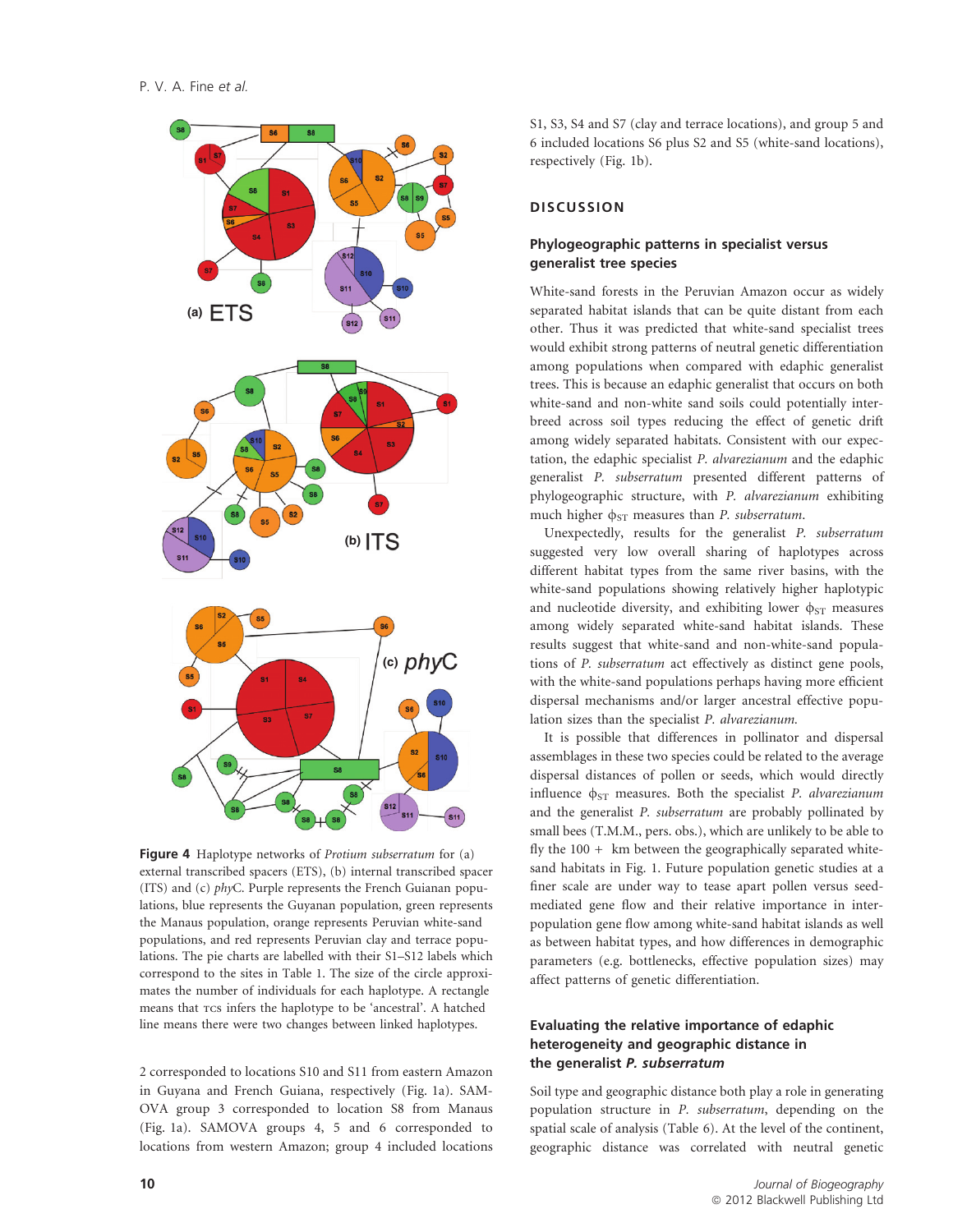Figure 4 Haplotype networks of *Protium subserratum* for (a) external transcribed spacers (ETS), (b) internal transcribed spacer (ITS) and (c) *phy*C. Purple represents the French Guianan populations, blue represents the Guyanan population, green represents the Manaus population, orange represents Peruvian white-sand populations, and red represents Peruvian clay and terrace populations. The pie charts are labelled with their S1–S12 labels which correspond to the sites in Table 1. The size of the circle approximates the number of individuals for each haplotype. A rectangle means that TCS infers the haplotype to be 'ancestral'. A hatched line means there were two changes between linked haplotypes.

2 corresponded to locations S10 and S11 from eastern Amazon in Guyana and French Guiana, respectively (Fig. 1a). SAMOVA group 3 corresponded to location S8 from Manaus (Fig. 1a). SAMOVA groups 4, 5 and 6 corresponded to locations from western Amazon; group 4 included locations S1, S3, S4 and S7 (clay and terrace locations), and group 5 and 6 included locations S6 plus S2 and S5 (white-sand locations), respectively (Fig. 1b).

## DISCUSSION

### Phylogeographic patterns in specialist versus generalist tree species

White-sand forests in the Peruvian Amazon occur as widely separated habitat islands that can be quite distant from each other. Thus it was predicted that white-sand specialist trees would exhibit strong patterns of neutral genetic differentiation among populations when compared with edaphic generalist trees. This is because an edaphic generalist that occurs on both white-sand and non-white sand soils could potentially interbreed across soil types reducing the effect of genetic drift among widely separated habitats. Consistent with our expectation, the edaphic specialist *P. alvarezianum* and the edaphic generalist *P. subserratum* presented different patterns of phylogeographic structure, with *P. alvarezianum* exhibiting much higher $\phi_{ST}$ measures than *P. subserratum*.

Unexpectedly, results for the generalist *P. subserratum* suggested very low overall sharing of haplotypes across different habitat types from the same river basins, with the white-sand populations showing relatively higher haplotypic and nucleotide diversity, and exhibiting lower $\phi_{ST}$ measures among widely separated white-sand habitat islands. These results suggest that white-sand and non-white-sand populations of *P. subserratum* act effectively as distinct gene pools, with the white-sand populations perhaps having more efficient dispersal mechanisms and/or larger ancestral effective population sizes than the specialist *P. alvarezianum*.

It is possible that differences in pollinator and dispersal assemblages in these two species could be related to the average dispersal distances of pollen or seeds, which would directly influence $\phi_{ST}$ measures. Both the specialist *P. alvarezianum* and the generalist *P. subserratum* are probably pollinated by small bees (T.M.M., pers. obs.), which are unlikely to be able to fly the 100 + km between the geographically separated white-sand habitats in Fig. 1. Future population genetic studies at a finer scale are under way to tease apart pollen versus seed-mediated gene flow and their relative importance in inter-population gene flow among white-sand habitat islands as well as between habitat types, and how differences in demographic parameters (e.g. bottlenecks, effective population sizes) may affect patterns of genetic differentiation.

### Evaluating the relative importance of edaphic heterogeneity and geographic distance in the generalist *P. subserratum*

Soil type and geographic distance both play a role in generating population structure in *P. subserratum*, depending on the spatial scale of analysis (Table 6). At the level of the continent, geographic distance was correlated with neutral genetic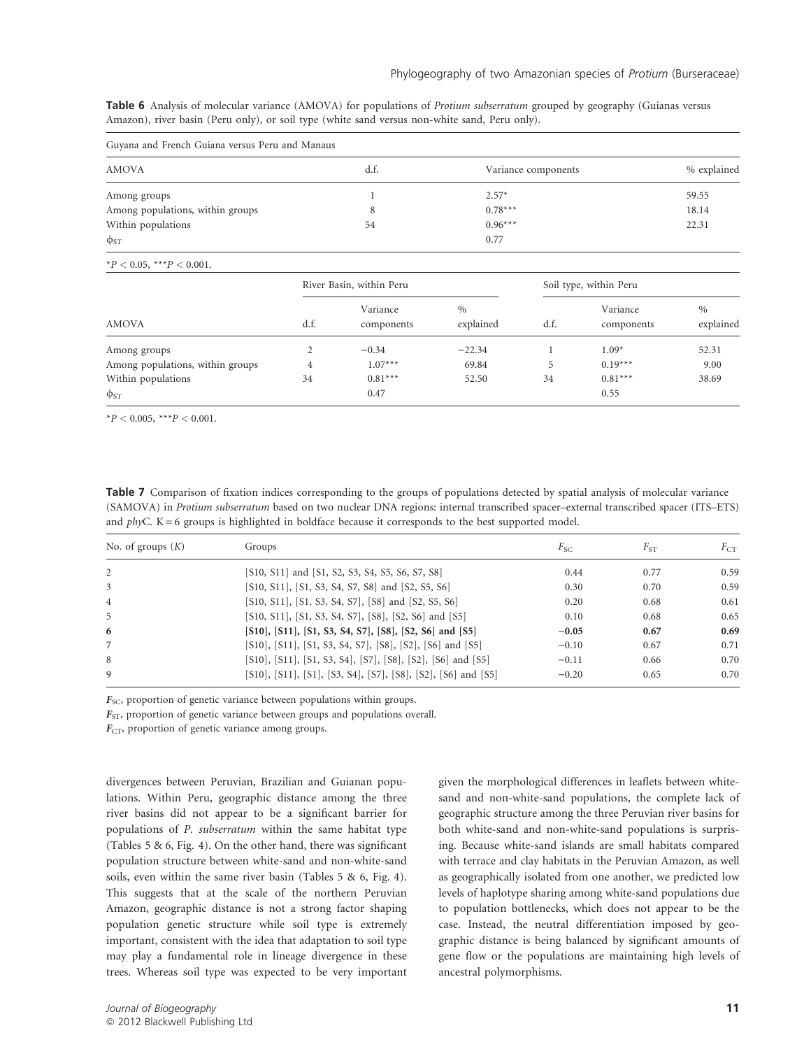**Table 6** Analysis of molecular variance (AMOVA) for populations of *Protium subserratum* grouped by geography (Guianas versus Amazon), river basin (Peru only), or soil type (white sand versus non-white sand, Peru only).

| Guyana and French Guiana versus Peru and Manaus | | | |
|---|---|---|---|
| AMOVA | d.f. | Variance components | % explained |
| Among groups | 1 | 2.57* | 59.55 |
| Among populations, within groups | 8 | 0.78*** | 18.14 |
| Within populations | 54 | 0.96*** | 22.31 |
| $\phi_{ST}$ | | 0.77 | |

*$P < 0.05$, ***$P < 0.001$.

| | River Basin, within Peru | | | Soil type, within Peru | | |
|---|---|---|---|---|---|---|
| AMOVA | d.f. | Variance components | % explained | d.f. | Variance components | % explained |
| Among groups | 2 | −0.34 | −22.34 | 1 | 1.09* | 52.31 |
| Among populations, within groups | 4 | 1.07*** | 69.84 | 5 | 0.19*** | 9.00 |
| Within populations | 34 | 0.81*** | 52.50 | 34 | 0.81*** | 38.69 |
| $\phi_{ST}$ | | 0.47 | | | 0.55 | |

*$P < 0.005$, ***$P < 0.001$.

**Table 7** Comparison of fixation indices corresponding to the groups of populations detected by spatial analysis of molecular variance (SAMOVA) in *Protium subserratum* based on two nuclear DNA regions: internal transcribed spacer–external transcribed spacer (ITS–ETS) and *phy*C. K = 6 groups is highlighted in boldface because it corresponds to the best supported model.

| No. of groups ($K$) | Groups | $F_{SC}$ | $F_{ST}$ | $F_{CT}$ |
|---|---|---|---|---|
| 2 | [S10, S11] and [S1, S2, S3, S4, S5, S6, S7, S8] | 0.44 | 0.77 | 0.59 |
| 3 | [S10, S11], [S1, S3, S4, S7, S8] and [S2, S5, S6] | 0.30 | 0.70 | 0.59 |
| 4 | [S10, S11], [S1, S3, S4, S7], [S8] and [S2, S5, S6] | 0.20 | 0.68 | 0.61 |
| 5 | [S10, S11], [S1, S3, S4, S7], [S8], [S2, S6] and [S5] | 0.10 | 0.68 | 0.65 |
| **6** | **[S10], [S11], [S1, S3, S4, S7], [S8], [S2, S6] and [S5]** | **−0.05** | **0.67** | **0.69** |
| 7 | [S10], [S11], [S1, S3, S4, S7], [S8], [S2], [S6] and [S5] | −0.10 | 0.67 | 0.71 |
| 8 | [S10], [S11], [S1, S3, S4], [S7], [S8], [S2], [S6] and [S5] | −0.11 | 0.66 | 0.70 |
| 9 | [S10], [S11], [S1], [S3, S4], [S7], [S8], [S2], [S6] and [S5] | −0.20 | 0.65 | 0.70 |

$F_{SC}$, proportion of genetic variance between populations within groups.

$F_{ST}$, proportion of genetic variance between groups and populations overall.

$F_{CT}$, proportion of genetic variance among groups.

divergences between Peruvian, Brazilian and Guianan populations. Within Peru, geographic distance among the three river basins did not appear to be a significant barrier for populations of *P. subserratum* within the same habitat type (Tables 5 & 6, Fig. 4). On the other hand, there was significant population structure between white-sand and non-white-sand soils, even within the same river basin (Tables 5 & 6, Fig. 4). This suggests that at the scale of the northern Peruvian Amazon, geographic distance is not a strong factor shaping population genetic structure while soil type is extremely important, consistent with the idea that adaptation to soil type may play a fundamental role in lineage divergence in these trees. Whereas soil type was expected to be very important given the morphological differences in leaflets between white-sand and non-white-sand populations, the complete lack of geographic structure among the three Peruvian river basins for both white-sand and non-white-sand populations is surprising. Because white-sand islands are small habitats compared with terrace and clay habitats in the Peruvian Amazon, as well as geographically isolated from one another, we predicted low levels of haplotype sharing among white-sand populations due to population bottlenecks, which does not appear to be the case. Instead, the neutral differentiation imposed by geographic distance is being balanced by significant amounts of gene flow or the populations are maintaining high levels of ancestral polymorphisms.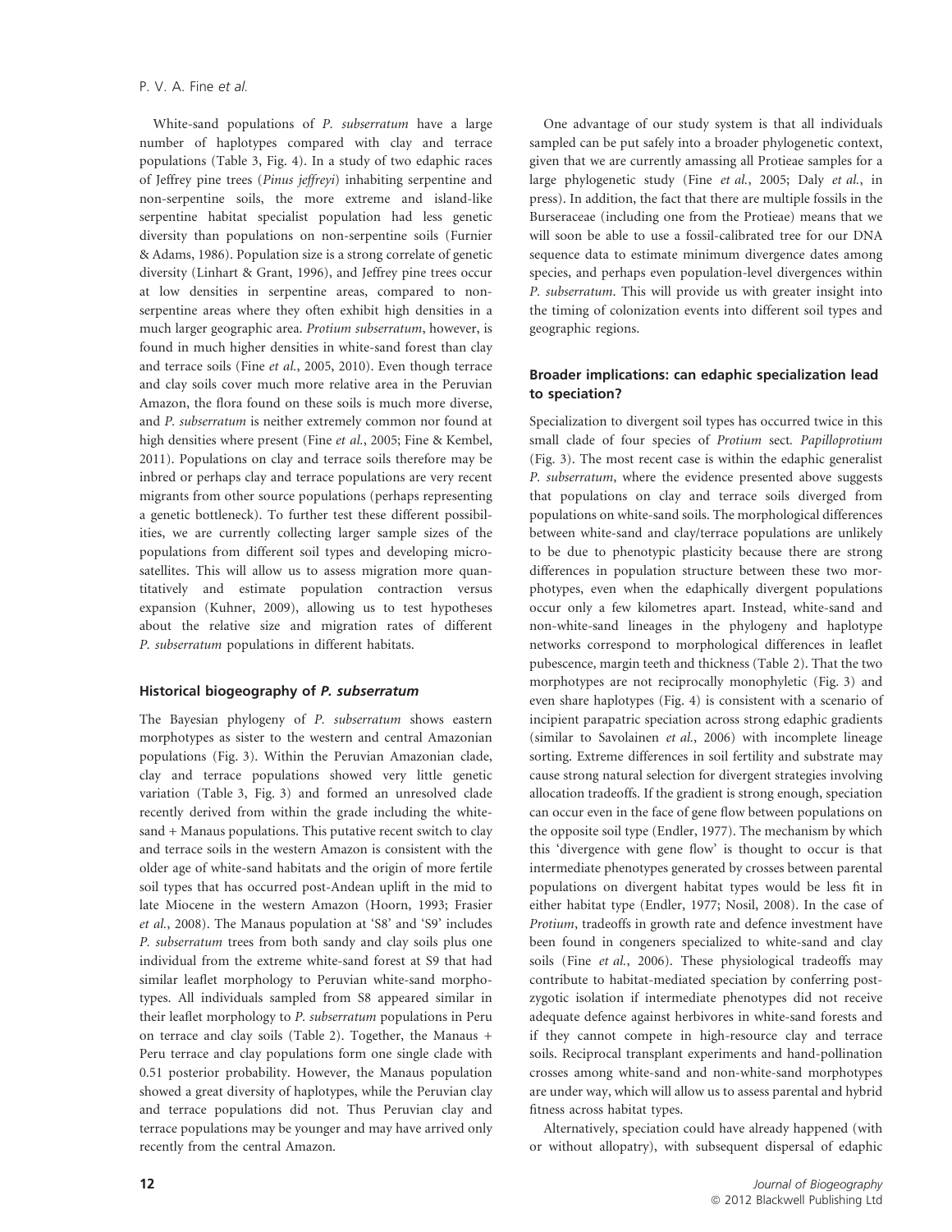White-sand populations of *P. subserratum* have a large number of haplotypes compared with clay and terrace populations (Table 3, Fig. 4). In a study of two edaphic races of Jeffrey pine trees (*Pinus jeffreyi*) inhabiting serpentine and non-serpentine soils, the more extreme and island-like serpentine habitat specialist population had less genetic diversity than populations on non-serpentine soils (Furnier & Adams, 1986). Population size is a strong correlate of genetic diversity (Linhart & Grant, 1996), and Jeffrey pine trees occur at low densities in serpentine areas, compared to non-serpentine areas where they often exhibit high densities in a much larger geographic area. *Protium subserratum*, however, is found in much higher densities in white-sand forest than clay and terrace soils (Fine *et al.*, 2005, 2010). Even though terrace and clay soils cover much more relative area in the Peruvian Amazon, the flora found on these soils is much more diverse, and *P. subserratum* is neither extremely common nor found at high densities where present (Fine *et al.*, 2005; Fine & Kembel, 2011). Populations on clay and terrace soils therefore may be inbred or perhaps clay and terrace populations are very recent migrants from other source populations (perhaps representing a genetic bottleneck). To further test these different possibilities, we are currently collecting larger sample sizes of the populations from different soil types and developing microsatellites. This will allow us to assess migration more quantitatively and estimate population contraction versus expansion (Kuhner, 2009), allowing us to test hypotheses about the relative size and migration rates of different *P. subserratum* populations in different habitats.

### Historical biogeography of *P. subserratum*

The Bayesian phylogeny of *P. subserratum* shows eastern morphotypes as sister to the western and central Amazonian populations (Fig. 3). Within the Peruvian Amazonian clade, clay and terrace populations showed very little genetic variation (Table 3, Fig. 3) and formed an unresolved clade recently derived from within the grade including the white-sand + Manaus populations. This putative recent switch to clay and terrace soils in the western Amazon is consistent with the older age of white-sand habitats and the origin of more fertile soil types that has occurred post-Andean uplift in the mid to late Miocene in the western Amazon (Hoorn, 1993; Frasier *et al.*, 2008). The Manaus population at 'S8' and 'S9' includes *P. subserratum* trees from both sandy and clay soils plus one individual from the extreme white-sand forest at S9 that had similar leaflet morphology to Peruvian white-sand morphotypes. All individuals sampled from S8 appeared similar in their leaflet morphology to *P. subserratum* populations in Peru on terrace and clay soils (Table 2). Together, the Manaus + Peru terrace and clay populations form one single clade with 0.51 posterior probability. However, the Manaus population showed a great diversity of haplotypes, while the Peruvian clay and terrace populations did not. Thus Peruvian clay and terrace populations may be younger and may have arrived only recently from the central Amazon.

One advantage of our study system is that all individuals sampled can be put safely into a broader phylogenetic context, given that we are currently amassing all Protieae samples for a large phylogenetic study (Fine *et al.*, 2005; Daly *et al.*, in press). In addition, the fact that there are multiple fossils in the Burseraceae (including one from the Protieae) means that we will soon be able to use a fossil-calibrated tree for our DNA sequence data to estimate minimum divergence dates among species, and perhaps even population-level divergences within *P. subserratum*. This will provide us with greater insight into the timing of colonization events into different soil types and geographic regions.

### Broader implications: can edaphic specialization lead to speciation?

Specialization to divergent soil types has occurred twice in this small clade of four species of *Protium* sect. *Papilloprotium* (Fig. 3). The most recent case is within the edaphic generalist *P. subserratum*, where the evidence presented above suggests that populations on clay and terrace soils diverged from populations on white-sand soils. The morphological differences between white-sand and clay/terrace populations are unlikely to be due to phenotypic plasticity because there are strong differences in population structure between these two morphotypes, even when the edaphically divergent populations occur only a few kilometres apart. Instead, white-sand and non-white-sand lineages in the phylogeny and haplotype networks correspond to morphological differences in leaflet pubescence, margin teeth and thickness (Table 2). That the two morphotypes are not reciprocally monophyletic (Fig. 3) and even share haplotypes (Fig. 4) is consistent with a scenario of incipient parapatric speciation across strong edaphic gradients (similar to Savolainen *et al.*, 2006) with incomplete lineage sorting. Extreme differences in soil fertility and substrate may cause strong natural selection for divergent strategies involving allocation tradeoffs. If the gradient is strong enough, speciation can occur even in the face of gene flow between populations on the opposite soil type (Endler, 1977). The mechanism by which this 'divergence with gene flow' is thought to occur is that intermediate phenotypes generated by crosses between parental populations on divergent habitat types would be less fit in either habitat type (Endler, 1977; Nosil, 2008). In the case of *Protium*, tradeoffs in growth rate and defence investment have been found in congeners specialized to white-sand and clay soils (Fine *et al.*, 2006). These physiological tradeoffs may contribute to habitat-mediated speciation by conferring post-zygotic isolation if intermediate phenotypes did not receive adequate defence against herbivores in white-sand forests and if they cannot compete in high-resource clay and terrace soils. Reciprocal transplant experiments and hand-pollination crosses among white-sand and non-white-sand morphotypes are under way, which will allow us to assess parental and hybrid fitness across habitat types.

Alternatively, speciation could have already happened (with or without allopatry), with subsequent dispersal of edaphic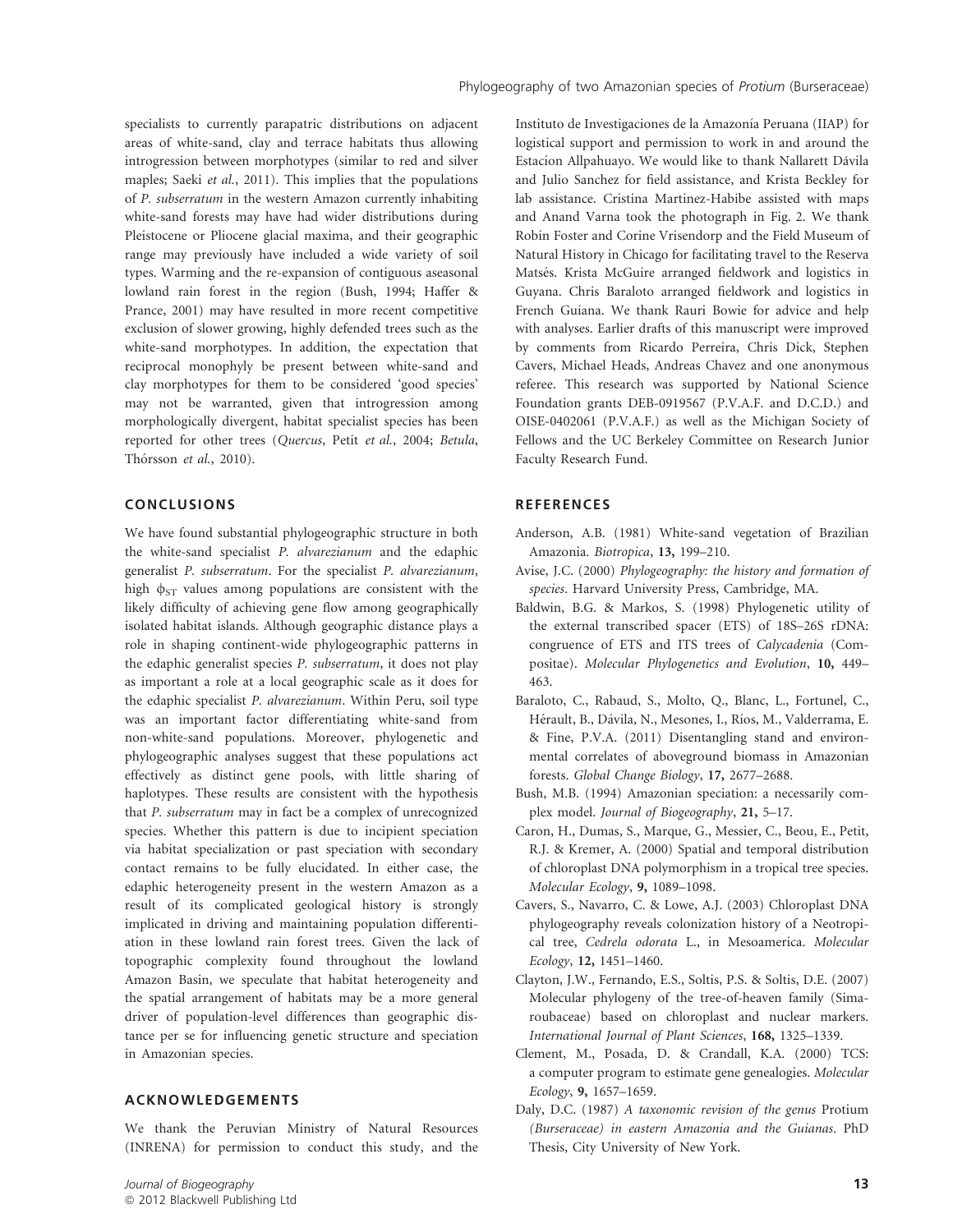specialists to currently parapatric distributions on adjacent areas of white-sand, clay and terrace habitats thus allowing introgression between morphotypes (similar to red and silver maples; Saeki *et al.*, 2011). This implies that the populations of *P. subserratum* in the western Amazon currently inhabiting white-sand forests may have had wider distributions during Pleistocene or Pliocene glacial maxima, and their geographic range may previously have included a wide variety of soil types. Warming and the re-expansion of contiguous aseasonal lowland rain forest in the region (Bush, 1994; Haffer & Prance, 2001) may have resulted in more recent competitive exclusion of slower growing, highly defended trees such as the white-sand morphotypes. In addition, the expectation that reciprocal monophyly be present between white-sand and clay morphotypes for them to be considered 'good species' may not be warranted, given that introgression among morphologically divergent, habitat specialist species has been reported for other trees (*Quercus*, Petit *et al.*, 2004; *Betula*, Thórsson *et al.*, 2010).

## CONCLUSIONS

We have found substantial phylogeographic structure in both the white-sand specialist *P. alvarezianum* and the edaphic generalist *P. subserratum*. For the specialist *P. alvarezianum*, high $\phi_{ST}$ values among populations are consistent with the likely difficulty of achieving gene flow among geographically isolated habitat islands. Although geographic distance plays a role in shaping continent-wide phylogeographic patterns in the edaphic generalist species *P. subserratum*, it does not play as important a role at a local geographic scale as it does for the edaphic specialist *P. alvarezianum*. Within Peru, soil type was an important factor differentiating white-sand from non-white-sand populations. Moreover, phylogenetic and phylogeographic analyses suggest that these populations act effectively as distinct gene pools, with little sharing of haplotypes. These results are consistent with the hypothesis that *P. subserratum* may in fact be a complex of unrecognized species. Whether this pattern is due to incipient speciation via habitat specialization or past speciation with secondary contact remains to be fully elucidated. In either case, the edaphic heterogeneity present in the western Amazon as a result of its complicated geological history is strongly implicated in driving and maintaining population differentiation in these lowland rain forest trees. Given the lack of topographic complexity found throughout the lowland Amazon Basin, we speculate that habitat heterogeneity and the spatial arrangement of habitats may be a more general driver of population-level differences than geographic distance per se for influencing genetic structure and speciation in Amazonian species.

## ACKNOWLEDGEMENTS

We thank the Peruvian Ministry of Natural Resources (INRENA) for permission to conduct this study, and the Instituto de Investigaciones de la Amazonía Peruana (IIAP) for logistical support and permission to work in and around the Estacíon Allpahuayo. We would like to thank Nallarett Dávila and Julio Sanchez for field assistance, and Krista Beckley for lab assistance. Cristina Martinez-Habibe assisted with maps and Anand Varna took the photograph in Fig. 2. We thank Robin Foster and Corine Vrisendorp and the Field Museum of Natural History in Chicago for facilitating travel to the Reserva Matsés. Krista McGuire arranged fieldwork and logistics in Guyana. Chris Baraloto arranged fieldwork and logistics in French Guiana. We thank Rauri Bowie for advice and help with analyses. Earlier drafts of this manuscript were improved by comments from Ricardo Perreira, Chris Dick, Stephen Cavers, Michael Heads, Andreas Chavez and one anonymous referee. This research was supported by National Science Foundation grants DEB-0919567 (P.V.A.F. and D.C.D.) and OISE-0402061 (P.V.A.F.) as well as the Michigan Society of Fellows and the UC Berkeley Committee on Research Junior Faculty Research Fund.

## REFERENCES

Anderson, A.B. (1981) White-sand vegetation of Brazilian Amazonia. *Biotropica*, **13,** 199–210.

Avise, J.C. (2000) *Phylogeography: the history and formation of species*. Harvard University Press, Cambridge, MA.

Baldwin, B.G. & Markos, S. (1998) Phylogenetic utility of the external transcribed spacer (ETS) of 18S–26S rDNA: congruence of ETS and ITS trees of *Calycadenia* (Compositae). *Molecular Phylogenetics and Evolution*, **10,** 449–463.

Baraloto, C., Rabaud, S., Molto, Q., Blanc, L., Fortunel, C., Hérault, B., Dávila, N., Mesones, I., Ríos, M., Valderrama, E. & Fine, P.V.A. (2011) Disentangling stand and environmental correlates of aboveground biomass in Amazonian forests. *Global Change Biology*, **17,** 2677–2688.

Bush, M.B. (1994) Amazonian speciation: a necessarily complex model. *Journal of Biogeography*, **21,** 5–17.

Caron, H., Dumas, S., Marque, G., Messier, C., Beou, E., Petit, R.J. & Kremer, A. (2000) Spatial and temporal distribution of chloroplast DNA polymorphism in a tropical tree species. *Molecular Ecology*, **9,** 1089–1098.

Cavers, S., Navarro, C. & Lowe, A.J. (2003) Chloroplast DNA phylogeography reveals colonization history of a Neotropical tree, *Cedrela odorata* L., in Mesoamerica. *Molecular Ecology*, **12,** 1451–1460.

Clayton, J.W., Fernando, E.S., Soltis, P.S. & Soltis, D.E. (2007) Molecular phylogeny of the tree-of-heaven family (Simaroubaceae) based on chloroplast and nuclear markers. *International Journal of Plant Sciences*, **168,** 1325–1339.

Clement, M., Posada, D. & Crandall, K.A. (2000) TCS: a computer program to estimate gene genealogies. *Molecular Ecology*, **9,** 1657–1659.

Daly, D.C. (1987) *A taxonomic revision of the genus* Protium *(Burseraceae) in eastern Amazonia and the Guianas*. PhD Thesis, City University of New York.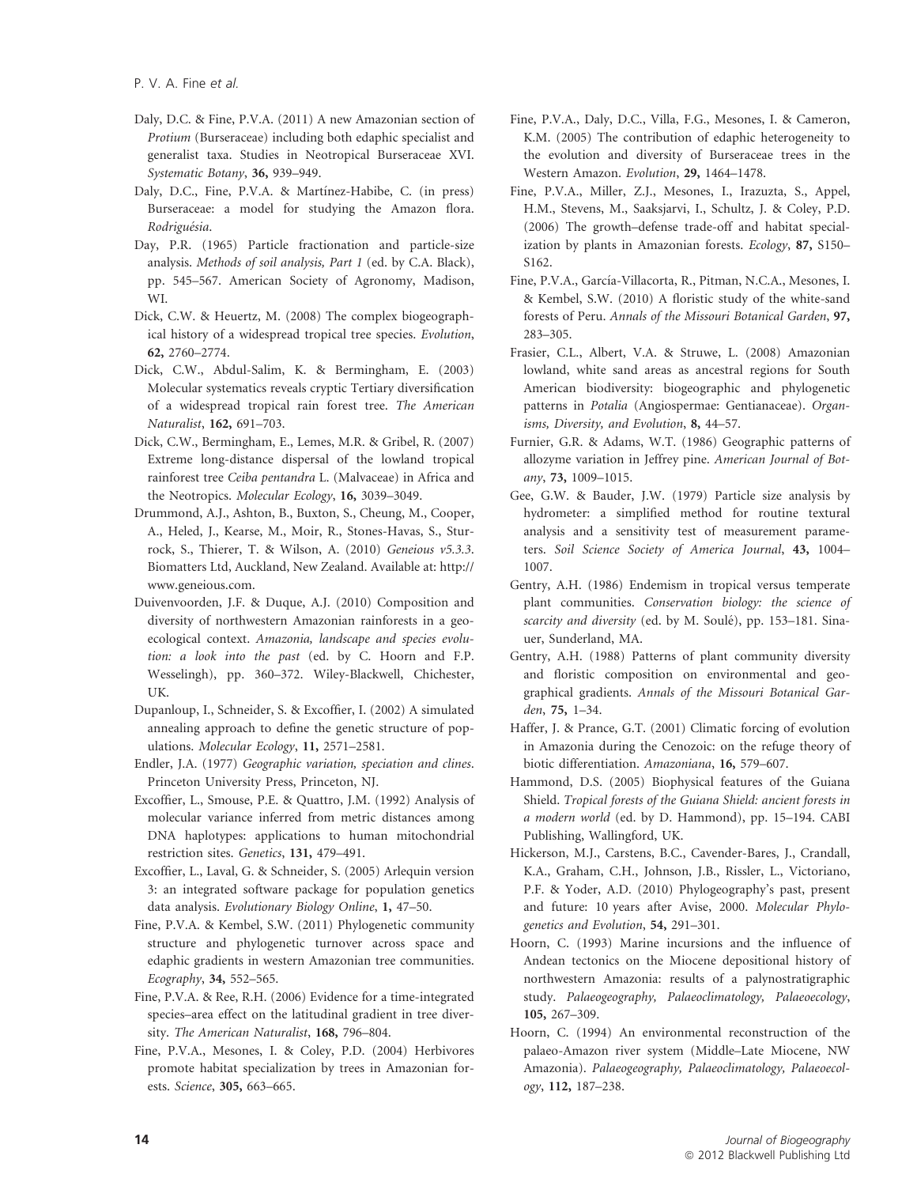Daly, D.C. & Fine, P.V.A. (2011) A new Amazonian section of *Protium* (Burseraceae) including both edaphic specialist and generalist taxa. Studies in Neotropical Burseraceae XVI. *Systematic Botany*, **36,** 939–949.

Daly, D.C., Fine, P.V.A. & Martínez-Habibe, C. (in press) Burseraceae: a model for studying the Amazon flora. *Rodriguésia*.

Day, P.R. (1965) Particle fractionation and particle-size analysis. *Methods of soil analysis, Part 1* (ed. by C.A. Black), pp. 545–567. American Society of Agronomy, Madison, WI.

Dick, C.W. & Heuertz, M. (2008) The complex biogeographical history of a widespread tropical tree species. *Evolution*, **62,** 2760–2774.

Dick, C.W., Abdul-Salim, K. & Bermingham, E. (2003) Molecular systematics reveals cryptic Tertiary diversification of a widespread tropical rain forest tree. *The American Naturalist*, **162,** 691–703.

Dick, C.W., Bermingham, E., Lemes, M.R. & Gribel, R. (2007) Extreme long-distance dispersal of the lowland tropical rainforest tree *Ceiba pentandra* L. (Malvaceae) in Africa and the Neotropics. *Molecular Ecology*, **16,** 3039–3049.

Drummond, A.J., Ashton, B., Buxton, S., Cheung, M., Cooper, A., Heled, J., Kearse, M., Moir, R., Stones-Havas, S., Sturrock, S., Thierer, T. & Wilson, A. (2010) *Geneious v5.3.3*. Biomatters Ltd, Auckland, New Zealand. Available at: http://www.geneious.com.

Duivenvoorden, J.F. & Duque, A.J. (2010) Composition and diversity of northwestern Amazonian rainforests in a geoecological context. *Amazonia, landscape and species evolution: a look into the past* (ed. by C. Hoorn and F.P. Wesselingh), pp. 360–372. Wiley-Blackwell, Chichester, UK.

Dupanloup, I., Schneider, S. & Excoffier, I. (2002) A simulated annealing approach to define the genetic structure of populations. *Molecular Ecology*, **11,** 2571–2581.

Endler, J.A. (1977) *Geographic variation, speciation and clines*. Princeton University Press, Princeton, NJ.

Excoffier, L., Smouse, P.E. & Quattro, J.M. (1992) Analysis of molecular variance inferred from metric distances among DNA haplotypes: applications to human mitochondrial restriction sites. *Genetics*, **131,** 479–491.

Excoffier, L., Laval, G. & Schneider, S. (2005) Arlequin version 3: an integrated software package for population genetics data analysis. *Evolutionary Biology Online*, **1,** 47–50.

Fine, P.V.A. & Kembel, S.W. (2011) Phylogenetic community structure and phylogenetic turnover across space and edaphic gradients in western Amazonian tree communities. *Ecography*, **34,** 552–565.

Fine, P.V.A. & Ree, R.H. (2006) Evidence for a time-integrated species–area effect on the latitudinal gradient in tree diversity. *The American Naturalist*, **168,** 796–804.

Fine, P.V.A., Mesones, I. & Coley, P.D. (2004) Herbivores promote habitat specialization by trees in Amazonian forests. *Science*, **305,** 663–665.

Fine, P.V.A., Daly, D.C., Villa, F.G., Mesones, I. & Cameron, K.M. (2005) The contribution of edaphic heterogeneity to the evolution and diversity of Burseraceae trees in the Western Amazon. *Evolution*, **29,** 1464–1478.

Fine, P.V.A., Miller, Z.J., Mesones, I., Irazuzta, S., Appel, H.M., Stevens, M., Saaksjarvi, I., Schultz, J. & Coley, P.D. (2006) The growth–defense trade-off and habitat specialization by plants in Amazonian forests. *Ecology*, **87,** S150–S162.

Fine, P.V.A., García-Villacorta, R., Pitman, N.C.A., Mesones, I. & Kembel, S.W. (2010) A floristic study of the white-sand forests of Peru. *Annals of the Missouri Botanical Garden*, **97,** 283–305.

Frasier, C.L., Albert, V.A. & Struwe, L. (2008) Amazonian lowland, white sand areas as ancestral regions for South American biodiversity: biogeographic and phylogenetic patterns in *Potalia* (Angiospermae: Gentianaceae). *Organisms, Diversity, and Evolution*, **8,** 44–57.

Furnier, G.R. & Adams, W.T. (1986) Geographic patterns of allozyme variation in Jeffrey pine. *American Journal of Botany*, **73,** 1009–1015.

Gee, G.W. & Bauder, J.W. (1979) Particle size analysis by hydrometer: a simplified method for routine textural analysis and a sensitivity test of measurement parameters. *Soil Science Society of America Journal*, **43,** 1004–1007.

Gentry, A.H. (1986) Endemism in tropical versus temperate plant communities. *Conservation biology: the science of scarcity and diversity* (ed. by M. Soulé), pp. 153–181. Sinauer, Sunderland, MA.

Gentry, A.H. (1988) Patterns of plant community diversity and floristic composition on environmental and geographical gradients. *Annals of the Missouri Botanical Garden*, **75,** 1–34.

Haffer, J. & Prance, G.T. (2001) Climatic forcing of evolution in Amazonia during the Cenozoic: on the refuge theory of biotic differentiation. *Amazoniana*, **16,** 579–607.

Hammond, D.S. (2005) Biophysical features of the Guiana Shield. *Tropical forests of the Guiana Shield: ancient forests in a modern world* (ed. by D. Hammond), pp. 15–194. CABI Publishing, Wallingford, UK.

Hickerson, M.J., Carstens, B.C., Cavender-Bares, J., Crandall, K.A., Graham, C.H., Johnson, J.B., Rissler, L., Victoriano, P.F. & Yoder, A.D. (2010) Phylogeography's past, present and future: 10 years after Avise, 2000. *Molecular Phylogenetics and Evolution*, **54,** 291–301.

Hoorn, C. (1993) Marine incursions and the influence of Andean tectonics on the Miocene depositional history of northwestern Amazonia: results of a palynostratigraphic study. *Palaeogeography, Palaeoclimatology, Palaeoecology*, **105,** 267–309.

Hoorn, C. (1994) An environmental reconstruction of the palaeo-Amazon river system (Middle–Late Miocene, NW Amazonia). *Palaeogeography, Palaeoclimatology, Palaeoecology*, **112,** 187–238.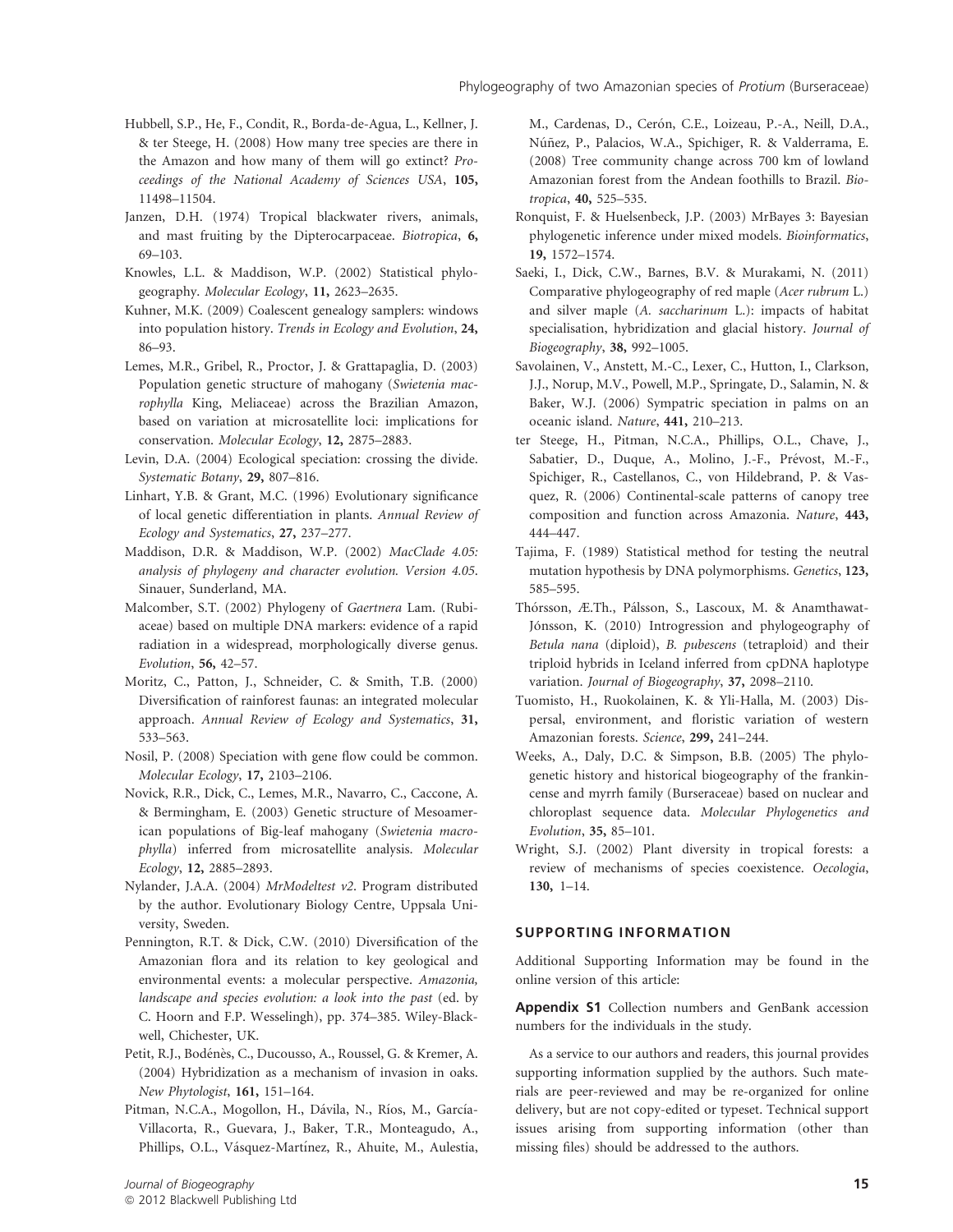Hubbell, S.P., He, F., Condit, R., Borda-de-Agua, L., Kellner, J. & ter Steege, H. (2008) How many tree species are there in the Amazon and how many of them will go extinct? *Proceedings of the National Academy of Sciences USA*, **105,** 11498–11504.

Janzen, D.H. (1974) Tropical blackwater rivers, animals, and mast fruiting by the Dipterocarpaceae. *Biotropica*, **6,** 69–103.

Knowles, L.L. & Maddison, W.P. (2002) Statistical phylogeography. *Molecular Ecology*, **11,** 2623–2635.

Kuhner, M.K. (2009) Coalescent genealogy samplers: windows into population history. *Trends in Ecology and Evolution*, **24,** 86–93.

Lemes, M.R., Gribel, R., Proctor, J. & Grattapaglia, D. (2003) Population genetic structure of mahogany (*Swietenia macrophylla* King, Meliaceae) across the Brazilian Amazon, based on variation at microsatellite loci: implications for conservation. *Molecular Ecology*, **12,** 2875–2883.

Levin, D.A. (2004) Ecological speciation: crossing the divide. *Systematic Botany*, **29,** 807–816.

Linhart, Y.B. & Grant, M.C. (1996) Evolutionary significance of local genetic differentiation in plants. *Annual Review of Ecology and Systematics*, **27,** 237–277.

Maddison, D.R. & Maddison, W.P. (2002) *MacClade 4.05: analysis of phylogeny and character evolution. Version 4.05*. Sinauer, Sunderland, MA.

Malcomber, S.T. (2002) Phylogeny of *Gaertnera* Lam. (Rubiaceae) based on multiple DNA markers: evidence of a rapid radiation in a widespread, morphologically diverse genus. *Evolution*, **56,** 42–57.

Moritz, C., Patton, J., Schneider, C. & Smith, T.B. (2000) Diversification of rainforest faunas: an integrated molecular approach. *Annual Review of Ecology and Systematics*, **31,** 533–563.

Nosil, P. (2008) Speciation with gene flow could be common. *Molecular Ecology*, **17,** 2103–2106.

Novick, R.R., Dick, C., Lemes, M.R., Navarro, C., Caccone, A. & Bermingham, E. (2003) Genetic structure of Mesoamerican populations of Big-leaf mahogany (*Swietenia macrophylla*) inferred from microsatellite analysis. *Molecular Ecology*, **12,** 2885–2893.

Nylander, J.A.A. (2004) *MrModeltest v2*. Program distributed by the author. Evolutionary Biology Centre, Uppsala University, Sweden.

Pennington, R.T. & Dick, C.W. (2010) Diversification of the Amazonian flora and its relation to key geological and environmental events: a molecular perspective. *Amazonia, landscape and species evolution: a look into the past* (ed. by C. Hoorn and F.P. Wesselingh), pp. 374–385. Wiley-Blackwell, Chichester, UK.

Petit, R.J., Bodénès, C., Ducousso, A., Roussel, G. & Kremer, A. (2004) Hybridization as a mechanism of invasion in oaks. *New Phytologist*, **161,** 151–164.

Pitman, N.C.A., Mogollon, H., Dávila, N., Ríos, M., García-Villacorta, R., Guevara, J., Baker, T.R., Monteagudo, A., Phillips, O.L., Vásquez-Martínez, R., Ahuite, M., Aulestia, M., Cardenas, D., Cerón, C.E., Loizeau, P.-A., Neill, D.A., Núñez, P., Palacios, W.A., Spichiger, R. & Valderrama, E. (2008) Tree community change across 700 km of lowland Amazonian forest from the Andean foothills to Brazil. *Biotropica*, **40,** 525–535.

Ronquist, F. & Huelsenbeck, J.P. (2003) MrBayes 3: Bayesian phylogenetic inference under mixed models. *Bioinformatics*, **19,** 1572–1574.

Saeki, I., Dick, C.W., Barnes, B.V. & Murakami, N. (2011) Comparative phylogeography of red maple (*Acer rubrum* L.) and silver maple (*A. saccharinum* L.): impacts of habitat specialisation, hybridization and glacial history. *Journal of Biogeography*, **38,** 992–1005.

Savolainen, V., Anstett, M.-C., Lexer, C., Hutton, I., Clarkson, J.J., Norup, M.V., Powell, M.P., Springate, D., Salamin, N. & Baker, W.J. (2006) Sympatric speciation in palms on an oceanic island. *Nature*, **441,** 210–213.

ter Steege, H., Pitman, N.C.A., Phillips, O.L., Chave, J., Sabatier, D., Duque, A., Molino, J.-F., Prévost, M.-F., Spichiger, R., Castellanos, C., von Hildebrand, P. & Vasquez, R. (2006) Continental-scale patterns of canopy tree composition and function across Amazonia. *Nature*, **443,** 444–447.

Tajima, F. (1989) Statistical method for testing the neutral mutation hypothesis by DNA polymorphisms. *Genetics*, **123,** 585–595.

Thórsson, Æ.Th., Pálsson, S., Lascoux, M. & Anamthawat-Jónsson, K. (2010) Introgression and phylogeography of *Betula nana* (diploid), *B. pubescens* (tetraploid) and their triploid hybrids in Iceland inferred from cpDNA haplotype variation. *Journal of Biogeography*, **37,** 2098–2110.

Tuomisto, H., Ruokolainen, K. & Yli-Halla, M. (2003) Dispersal, environment, and floristic variation of western Amazonian forests. *Science*, **299,** 241–244.

Weeks, A., Daly, D.C. & Simpson, B.B. (2005) The phylogenetic history and historical biogeography of the frankincense and myrrh family (Burseraceae) based on nuclear and chloroplast sequence data. *Molecular Phylogenetics and Evolution*, **35,** 85–101.

Wright, S.J. (2002) Plant diversity in tropical forests: a review of mechanisms of species coexistence. *Oecologia*, **130,** 1–14.

## SUPPORTING INFORMATION

Additional Supporting Information may be found in the online version of this article:

**Appendix S1** Collection numbers and GenBank accession numbers for the individuals in the study.

As a service to our authors and readers, this journal provides supporting information supplied by the authors. Such materials are peer-reviewed and may be re-organized for online delivery, but are not copy-edited or typeset. Technical support issues arising from supporting information (other than missing files) should be addressed to the authors.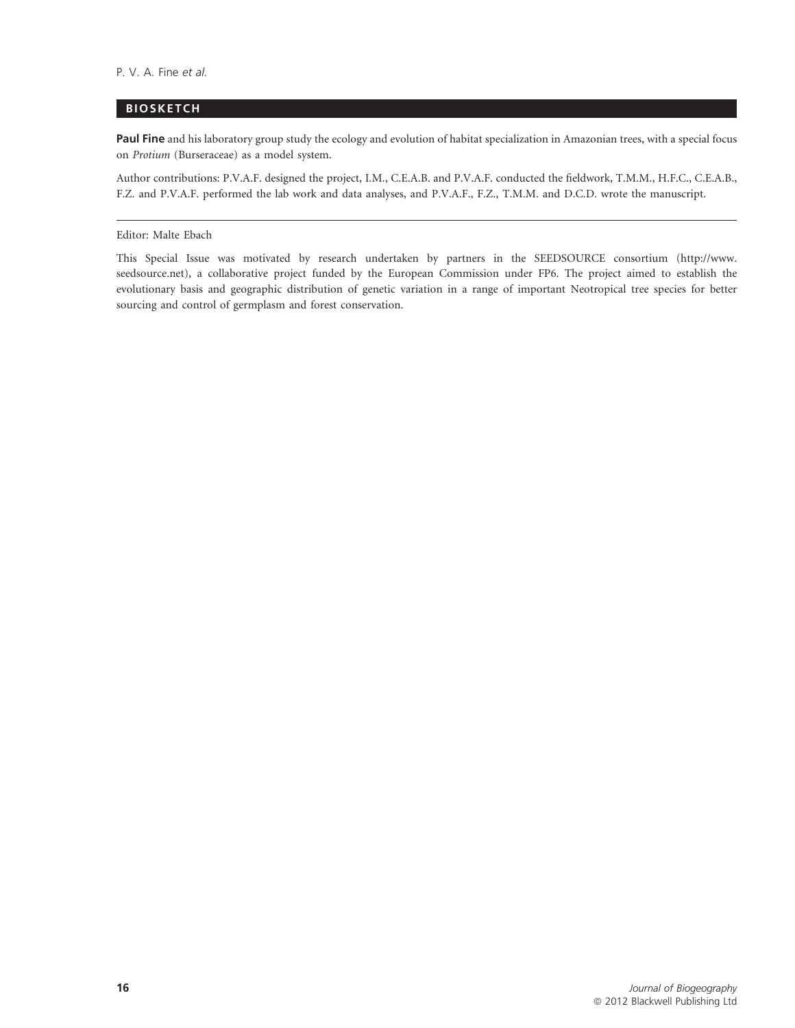## BIOSKETCH

**Paul Fine** and his laboratory group study the ecology and evolution of habitat specialization in Amazonian trees, with a special focus on *Protium* (Burseraceae) as a model system.

Author contributions: P.V.A.F. designed the project, I.M., C.E.A.B. and P.V.A.F. conducted the fieldwork, T.M.M., H.F.C., C.E.A.B., F.Z. and P.V.A.F. performed the lab work and data analyses, and P.V.A.F., F.Z., T.M.M. and D.C.D. wrote the manuscript.

---

Editor: Malte Ebach

This Special Issue was motivated by research undertaken by partners in the SEEDSOURCE consortium (http://www.seedsource.net), a collaborative project funded by the European Commission under FP6. The project aimed to establish the evolutionary basis and geographic distribution of genetic variation in a range of important Neotropical tree species for better sourcing and control of germplasm and forest conservation.